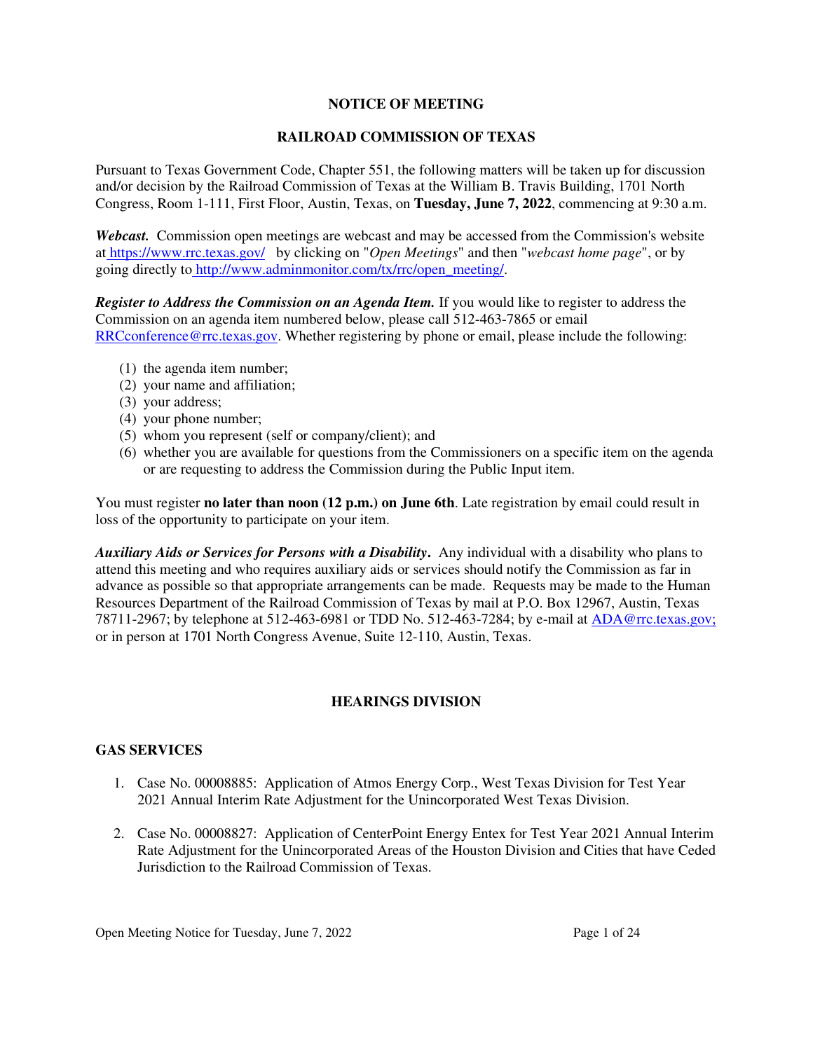# NOTICE OF MEETING

## RAILROAD COMMISSION OF TEXAS

Pursuant to Texas Government Code, Chapter 551, the following matters will be taken up for discussion and/or decision by the Railroad Commission of Texas at the William B. Travis Building, 1701 North Congress, Room 1-111, First Floor, Austin, Texas, on **Tuesday, June 7, 2022**, commencing at 9:30 a.m.

***Webcast.*** Commission open meetings are webcast and may be accessed from the Commission's website at https://www.rrc.texas.gov/ by clicking on "*Open Meetings*" and then "*webcast home page*", or by going directly to http://www.adminmonitor.com/tx/rrc/open_meeting/.

***Register to Address the Commission on an Agenda Item.*** If you would like to register to address the Commission on an agenda item numbered below, please call 512-463-7865 or email RRCconference@rrc.texas.gov. Whether registering by phone or email, please include the following:

(1) the agenda item number;
(2) your name and affiliation;
(3) your address;
(4) your phone number;
(5) whom you represent (self or company/client); and
(6) whether you are available for questions from the Commissioners on a specific item on the agenda or are requesting to address the Commission during the Public Input item.

You must register **no later than noon (12 p.m.) on June 6th**. Late registration by email could result in loss of the opportunity to participate on your item.

***Auxiliary Aids or Services for Persons with a Disability*.** Any individual with a disability who plans to attend this meeting and who requires auxiliary aids or services should notify the Commission as far in advance as possible so that appropriate arrangements can be made. Requests may be made to the Human Resources Department of the Railroad Commission of Texas by mail at P.O. Box 12967, Austin, Texas 78711-2967; by telephone at 512-463-6981 or TDD No. 512-463-7284; by e-mail at ADA@rrc.texas.gov; or in person at 1701 North Congress Avenue, Suite 12-110, Austin, Texas.

## HEARINGS DIVISION

### GAS SERVICES

1. Case No. 00008885: Application of Atmos Energy Corp., West Texas Division for Test Year 2021 Annual Interim Rate Adjustment for the Unincorporated West Texas Division.

2. Case No. 00008827: Application of CenterPoint Energy Entex for Test Year 2021 Annual Interim Rate Adjustment for the Unincorporated Areas of the Houston Division and Cities that have Ceded Jurisdiction to the Railroad Commission of Texas.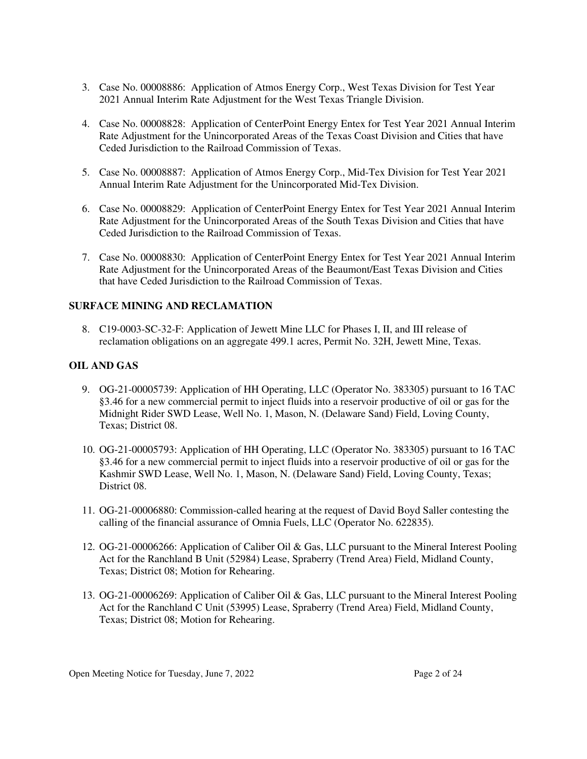3. Case No. 00008886: Application of Atmos Energy Corp., West Texas Division for Test Year 2021 Annual Interim Rate Adjustment for the West Texas Triangle Division.

4. Case No. 00008828: Application of CenterPoint Energy Entex for Test Year 2021 Annual Interim Rate Adjustment for the Unincorporated Areas of the Texas Coast Division and Cities that have Ceded Jurisdiction to the Railroad Commission of Texas.

5. Case No. 00008887: Application of Atmos Energy Corp., Mid-Tex Division for Test Year 2021 Annual Interim Rate Adjustment for the Unincorporated Mid-Tex Division.

6. Case No. 00008829: Application of CenterPoint Energy Entex for Test Year 2021 Annual Interim Rate Adjustment for the Unincorporated Areas of the South Texas Division and Cities that have Ceded Jurisdiction to the Railroad Commission of Texas.

7. Case No. 00008830: Application of CenterPoint Energy Entex for Test Year 2021 Annual Interim Rate Adjustment for the Unincorporated Areas of the Beaumont/East Texas Division and Cities that have Ceded Jurisdiction to the Railroad Commission of Texas.

**SURFACE MINING AND RECLAMATION**

8. C19-0003-SC-32-F: Application of Jewett Mine LLC for Phases I, II, and III release of reclamation obligations on an aggregate 499.1 acres, Permit No. 32H, Jewett Mine, Texas.

**OIL AND GAS**

9. OG-21-00005739: Application of HH Operating, LLC (Operator No. 383305) pursuant to 16 TAC §3.46 for a new commercial permit to inject fluids into a reservoir productive of oil or gas for the Midnight Rider SWD Lease, Well No. 1, Mason, N. (Delaware Sand) Field, Loving County, Texas; District 08.

10. OG-21-00005793: Application of HH Operating, LLC (Operator No. 383305) pursuant to 16 TAC §3.46 for a new commercial permit to inject fluids into a reservoir productive of oil or gas for the Kashmir SWD Lease, Well No. 1, Mason, N. (Delaware Sand) Field, Loving County, Texas; District 08.

11. OG-21-00006880: Commission-called hearing at the request of David Boyd Saller contesting the calling of the financial assurance of Omnia Fuels, LLC (Operator No. 622835).

12. OG-21-00006266: Application of Caliber Oil & Gas, LLC pursuant to the Mineral Interest Pooling Act for the Ranchland B Unit (52984) Lease, Spraberry (Trend Area) Field, Midland County, Texas; District 08; Motion for Rehearing.

13. OG-21-00006269: Application of Caliber Oil & Gas, LLC pursuant to the Mineral Interest Pooling Act for the Ranchland C Unit (53995) Lease, Spraberry (Trend Area) Field, Midland County, Texas; District 08; Motion for Rehearing.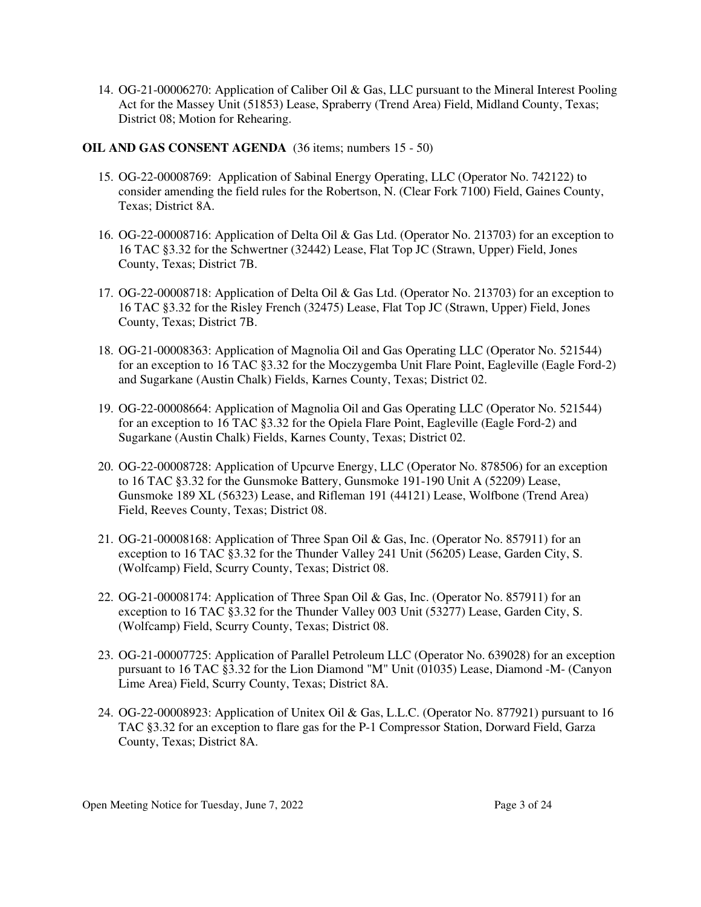14. OG-21-00006270: Application of Caliber Oil & Gas, LLC pursuant to the Mineral Interest Pooling Act for the Massey Unit (51853) Lease, Spraberry (Trend Area) Field, Midland County, Texas; District 08; Motion for Rehearing.

**OIL AND GAS CONSENT AGENDA** (36 items; numbers 15 - 50)

15. OG-22-00008769: Application of Sabinal Energy Operating, LLC (Operator No. 742122) to consider amending the field rules for the Robertson, N. (Clear Fork 7100) Field, Gaines County, Texas; District 8A.

16. OG-22-00008716: Application of Delta Oil & Gas Ltd. (Operator No. 213703) for an exception to 16 TAC §3.32 for the Schwertner (32442) Lease, Flat Top JC (Strawn, Upper) Field, Jones County, Texas; District 7B.

17. OG-22-00008718: Application of Delta Oil & Gas Ltd. (Operator No. 213703) for an exception to 16 TAC §3.32 for the Risley French (32475) Lease, Flat Top JC (Strawn, Upper) Field, Jones County, Texas; District 7B.

18. OG-21-00008363: Application of Magnolia Oil and Gas Operating LLC (Operator No. 521544) for an exception to 16 TAC §3.32 for the Moczygemba Unit Flare Point, Eagleville (Eagle Ford-2) and Sugarkane (Austin Chalk) Fields, Karnes County, Texas; District 02.

19. OG-22-00008664: Application of Magnolia Oil and Gas Operating LLC (Operator No. 521544) for an exception to 16 TAC §3.32 for the Opiela Flare Point, Eagleville (Eagle Ford-2) and Sugarkane (Austin Chalk) Fields, Karnes County, Texas; District 02.

20. OG-22-00008728: Application of Upcurve Energy, LLC (Operator No. 878506) for an exception to 16 TAC §3.32 for the Gunsmoke Battery, Gunsmoke 191-190 Unit A (52209) Lease, Gunsmoke 189 XL (56323) Lease, and Rifleman 191 (44121) Lease, Wolfbone (Trend Area) Field, Reeves County, Texas; District 08.

21. OG-21-00008168: Application of Three Span Oil & Gas, Inc. (Operator No. 857911) for an exception to 16 TAC §3.32 for the Thunder Valley 241 Unit (56205) Lease, Garden City, S. (Wolfcamp) Field, Scurry County, Texas; District 08.

22. OG-21-00008174: Application of Three Span Oil & Gas, Inc. (Operator No. 857911) for an exception to 16 TAC §3.32 for the Thunder Valley 003 Unit (53277) Lease, Garden City, S. (Wolfcamp) Field, Scurry County, Texas; District 08.

23. OG-21-00007725: Application of Parallel Petroleum LLC (Operator No. 639028) for an exception pursuant to 16 TAC §3.32 for the Lion Diamond "M" Unit (01035) Lease, Diamond -M- (Canyon Lime Area) Field, Scurry County, Texas; District 8A.

24. OG-22-00008923: Application of Unitex Oil & Gas, L.L.C. (Operator No. 877921) pursuant to 16 TAC §3.32 for an exception to flare gas for the P-1 Compressor Station, Dorward Field, Garza County, Texas; District 8A.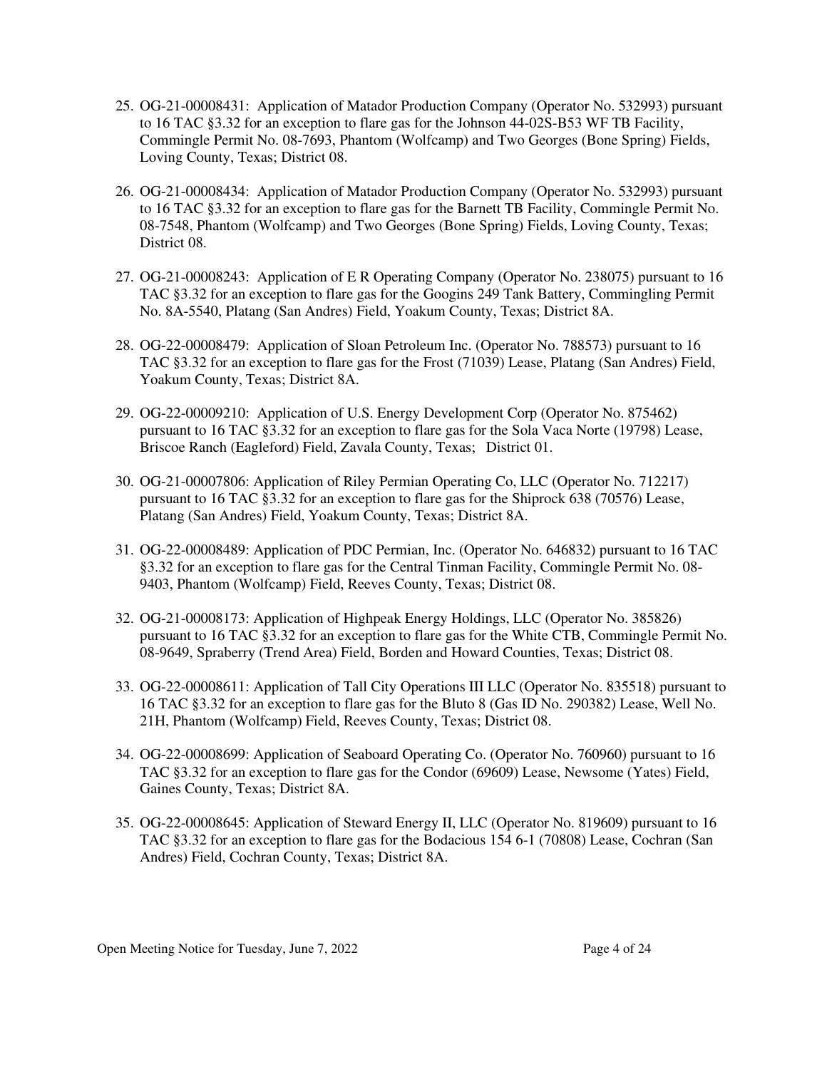25. OG-21-00008431: Application of Matador Production Company (Operator No. 532993) pursuant to 16 TAC §3.32 for an exception to flare gas for the Johnson 44-02S-B53 WF TB Facility, Commingle Permit No. 08-7693, Phantom (Wolfcamp) and Two Georges (Bone Spring) Fields, Loving County, Texas; District 08.

26. OG-21-00008434: Application of Matador Production Company (Operator No. 532993) pursuant to 16 TAC §3.32 for an exception to flare gas for the Barnett TB Facility, Commingle Permit No. 08-7548, Phantom (Wolfcamp) and Two Georges (Bone Spring) Fields, Loving County, Texas; District 08.

27. OG-21-00008243: Application of E R Operating Company (Operator No. 238075) pursuant to 16 TAC §3.32 for an exception to flare gas for the Googins 249 Tank Battery, Commingling Permit No. 8A-5540, Platang (San Andres) Field, Yoakum County, Texas; District 8A.

28. OG-22-00008479: Application of Sloan Petroleum Inc. (Operator No. 788573) pursuant to 16 TAC §3.32 for an exception to flare gas for the Frost (71039) Lease, Platang (San Andres) Field, Yoakum County, Texas; District 8A.

29. OG-22-00009210: Application of U.S. Energy Development Corp (Operator No. 875462) pursuant to 16 TAC §3.32 for an exception to flare gas for the Sola Vaca Norte (19798) Lease, Briscoe Ranch (Eagleford) Field, Zavala County, Texas; District 01.

30. OG-21-00007806: Application of Riley Permian Operating Co, LLC (Operator No. 712217) pursuant to 16 TAC §3.32 for an exception to flare gas for the Shiprock 638 (70576) Lease, Platang (San Andres) Field, Yoakum County, Texas; District 8A.

31. OG-22-00008489: Application of PDC Permian, Inc. (Operator No. 646832) pursuant to 16 TAC §3.32 for an exception to flare gas for the Central Tinman Facility, Commingle Permit No. 08-9403, Phantom (Wolfcamp) Field, Reeves County, Texas; District 08.

32. OG-21-00008173: Application of Highpeak Energy Holdings, LLC (Operator No. 385826) pursuant to 16 TAC §3.32 for an exception to flare gas for the White CTB, Commingle Permit No. 08-9649, Spraberry (Trend Area) Field, Borden and Howard Counties, Texas; District 08.

33. OG-22-00008611: Application of Tall City Operations III LLC (Operator No. 835518) pursuant to 16 TAC §3.32 for an exception to flare gas for the Bluto 8 (Gas ID No. 290382) Lease, Well No. 21H, Phantom (Wolfcamp) Field, Reeves County, Texas; District 08.

34. OG-22-00008699: Application of Seaboard Operating Co. (Operator No. 760960) pursuant to 16 TAC §3.32 for an exception to flare gas for the Condor (69609) Lease, Newsome (Yates) Field, Gaines County, Texas; District 8A.

35. OG-22-00008645: Application of Steward Energy II, LLC (Operator No. 819609) pursuant to 16 TAC §3.32 for an exception to flare gas for the Bodacious 154 6-1 (70808) Lease, Cochran (San Andres) Field, Cochran County, Texas; District 8A.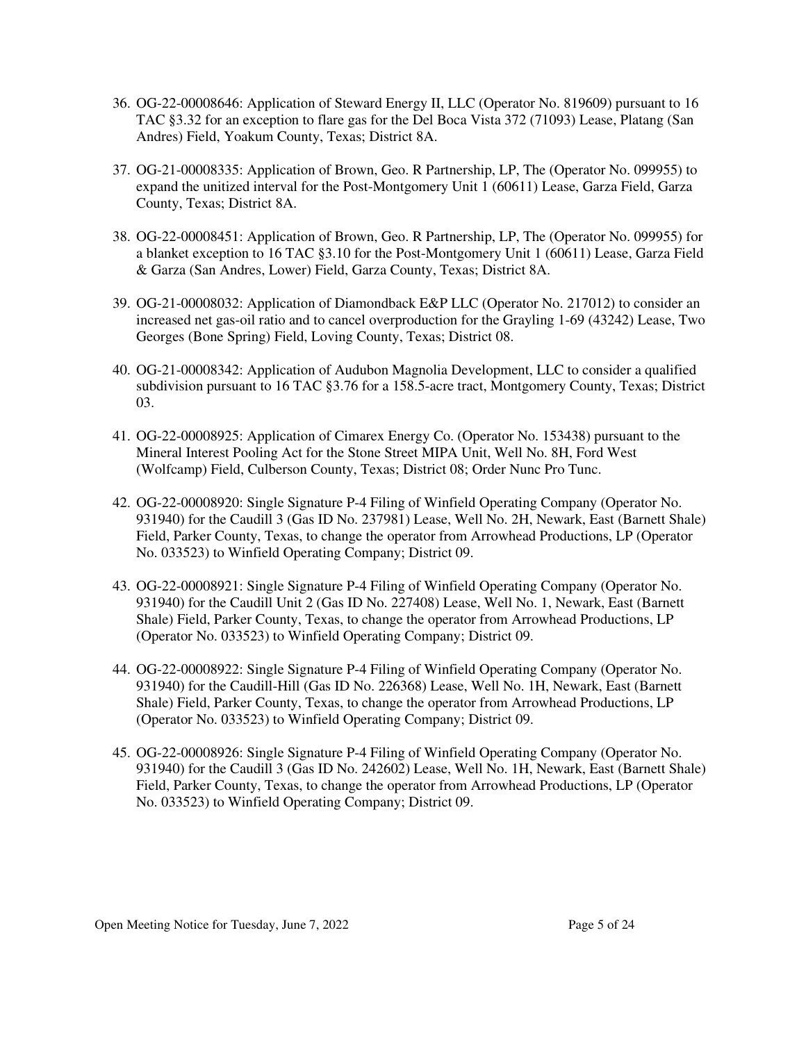36. OG-22-00008646: Application of Steward Energy II, LLC (Operator No. 819609) pursuant to 16 TAC §3.32 for an exception to flare gas for the Del Boca Vista 372 (71093) Lease, Platang (San Andres) Field, Yoakum County, Texas; District 8A.

37. OG-21-00008335: Application of Brown, Geo. R Partnership, LP, The (Operator No. 099955) to expand the unitized interval for the Post-Montgomery Unit 1 (60611) Lease, Garza Field, Garza County, Texas; District 8A.

38. OG-22-00008451: Application of Brown, Geo. R Partnership, LP, The (Operator No. 099955) for a blanket exception to 16 TAC §3.10 for the Post-Montgomery Unit 1 (60611) Lease, Garza Field & Garza (San Andres, Lower) Field, Garza County, Texas; District 8A.

39. OG-21-00008032: Application of Diamondback E&P LLC (Operator No. 217012) to consider an increased net gas-oil ratio and to cancel overproduction for the Grayling 1-69 (43242) Lease, Two Georges (Bone Spring) Field, Loving County, Texas; District 08.

40. OG-21-00008342: Application of Audubon Magnolia Development, LLC to consider a qualified subdivision pursuant to 16 TAC §3.76 for a 158.5-acre tract, Montgomery County, Texas; District 03.

41. OG-22-00008925: Application of Cimarex Energy Co. (Operator No. 153438) pursuant to the Mineral Interest Pooling Act for the Stone Street MIPA Unit, Well No. 8H, Ford West (Wolfcamp) Field, Culberson County, Texas; District 08; Order Nunc Pro Tunc.

42. OG-22-00008920: Single Signature P-4 Filing of Winfield Operating Company (Operator No. 931940) for the Caudill 3 (Gas ID No. 237981) Lease, Well No. 2H, Newark, East (Barnett Shale) Field, Parker County, Texas, to change the operator from Arrowhead Productions, LP (Operator No. 033523) to Winfield Operating Company; District 09.

43. OG-22-00008921: Single Signature P-4 Filing of Winfield Operating Company (Operator No. 931940) for the Caudill Unit 2 (Gas ID No. 227408) Lease, Well No. 1, Newark, East (Barnett Shale) Field, Parker County, Texas, to change the operator from Arrowhead Productions, LP (Operator No. 033523) to Winfield Operating Company; District 09.

44. OG-22-00008922: Single Signature P-4 Filing of Winfield Operating Company (Operator No. 931940) for the Caudill-Hill (Gas ID No. 226368) Lease, Well No. 1H, Newark, East (Barnett Shale) Field, Parker County, Texas, to change the operator from Arrowhead Productions, LP (Operator No. 033523) to Winfield Operating Company; District 09.

45. OG-22-00008926: Single Signature P-4 Filing of Winfield Operating Company (Operator No. 931940) for the Caudill 3 (Gas ID No. 242602) Lease, Well No. 1H, Newark, East (Barnett Shale) Field, Parker County, Texas, to change the operator from Arrowhead Productions, LP (Operator No. 033523) to Winfield Operating Company; District 09.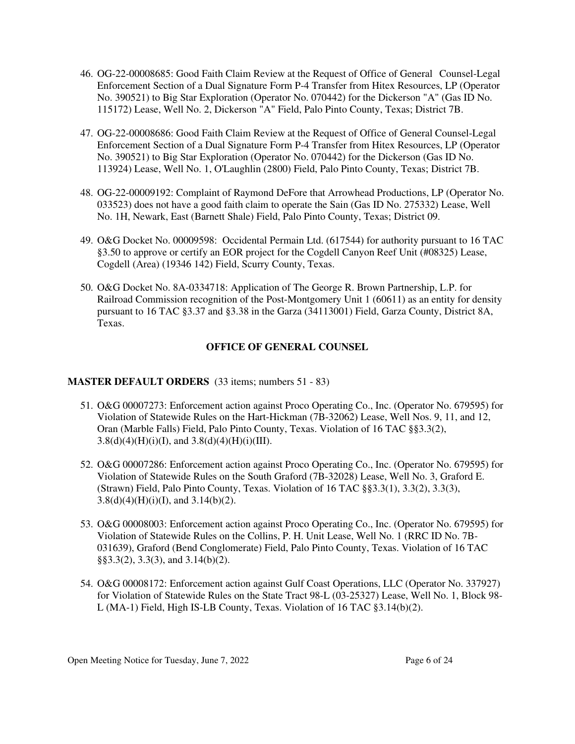46. OG-22-00008685: Good Faith Claim Review at the Request of Office of General Counsel-Legal Enforcement Section of a Dual Signature Form P-4 Transfer from Hitex Resources, LP (Operator No. 390521) to Big Star Exploration (Operator No. 070442) for the Dickerson "A" (Gas ID No. 115172) Lease, Well No. 2, Dickerson "A" Field, Palo Pinto County, Texas; District 7B.

47. OG-22-00008686: Good Faith Claim Review at the Request of Office of General Counsel-Legal Enforcement Section of a Dual Signature Form P-4 Transfer from Hitex Resources, LP (Operator No. 390521) to Big Star Exploration (Operator No. 070442) for the Dickerson (Gas ID No. 113924) Lease, Well No. 1, O'Laughlin (2800) Field, Palo Pinto County, Texas; District 7B.

48. OG-22-00009192: Complaint of Raymond DeFore that Arrowhead Productions, LP (Operator No. 033523) does not have a good faith claim to operate the Sain (Gas ID No. 275332) Lease, Well No. 1H, Newark, East (Barnett Shale) Field, Palo Pinto County, Texas; District 09.

49. O&G Docket No. 00009598: Occidental Permain Ltd. (617544) for authority pursuant to 16 TAC §3.50 to approve or certify an EOR project for the Cogdell Canyon Reef Unit (#08325) Lease, Cogdell (Area) (19346 142) Field, Scurry County, Texas.

50. O&G Docket No. 8A-0334718: Application of The George R. Brown Partnership, L.P. for Railroad Commission recognition of the Post-Montgomery Unit 1 (60611) as an entity for density pursuant to 16 TAC §3.37 and §3.38 in the Garza (34113001) Field, Garza County, District 8A, Texas.

## OFFICE OF GENERAL COUNSEL

**MASTER DEFAULT ORDERS** (33 items; numbers 51 - 83)

51. O&G 00007273: Enforcement action against Proco Operating Co., Inc. (Operator No. 679595) for Violation of Statewide Rules on the Hart-Hickman (7B-32062) Lease, Well Nos. 9, 11, and 12, Oran (Marble Falls) Field, Palo Pinto County, Texas. Violation of 16 TAC §§3.3(2), 3.8(d)(4)(H)(i)(I), and 3.8(d)(4)(H)(i)(III).

52. O&G 00007286: Enforcement action against Proco Operating Co., Inc. (Operator No. 679595) for Violation of Statewide Rules on the South Graford (7B-32028) Lease, Well No. 3, Graford E. (Strawn) Field, Palo Pinto County, Texas. Violation of 16 TAC §§3.3(1), 3.3(2), 3.3(3), 3.8(d)(4)(H)(i)(I), and 3.14(b)(2).

53. O&G 00008003: Enforcement action against Proco Operating Co., Inc. (Operator No. 679595) for Violation of Statewide Rules on the Collins, P. H. Unit Lease, Well No. 1 (RRC ID No. 7B-031639), Graford (Bend Conglomerate) Field, Palo Pinto County, Texas. Violation of 16 TAC §§3.3(2), 3.3(3), and 3.14(b)(2).

54. O&G 00008172: Enforcement action against Gulf Coast Operations, LLC (Operator No. 337927) for Violation of Statewide Rules on the State Tract 98-L (03-25327) Lease, Well No. 1, Block 98-L (MA-1) Field, High IS-LB County, Texas. Violation of 16 TAC §3.14(b)(2).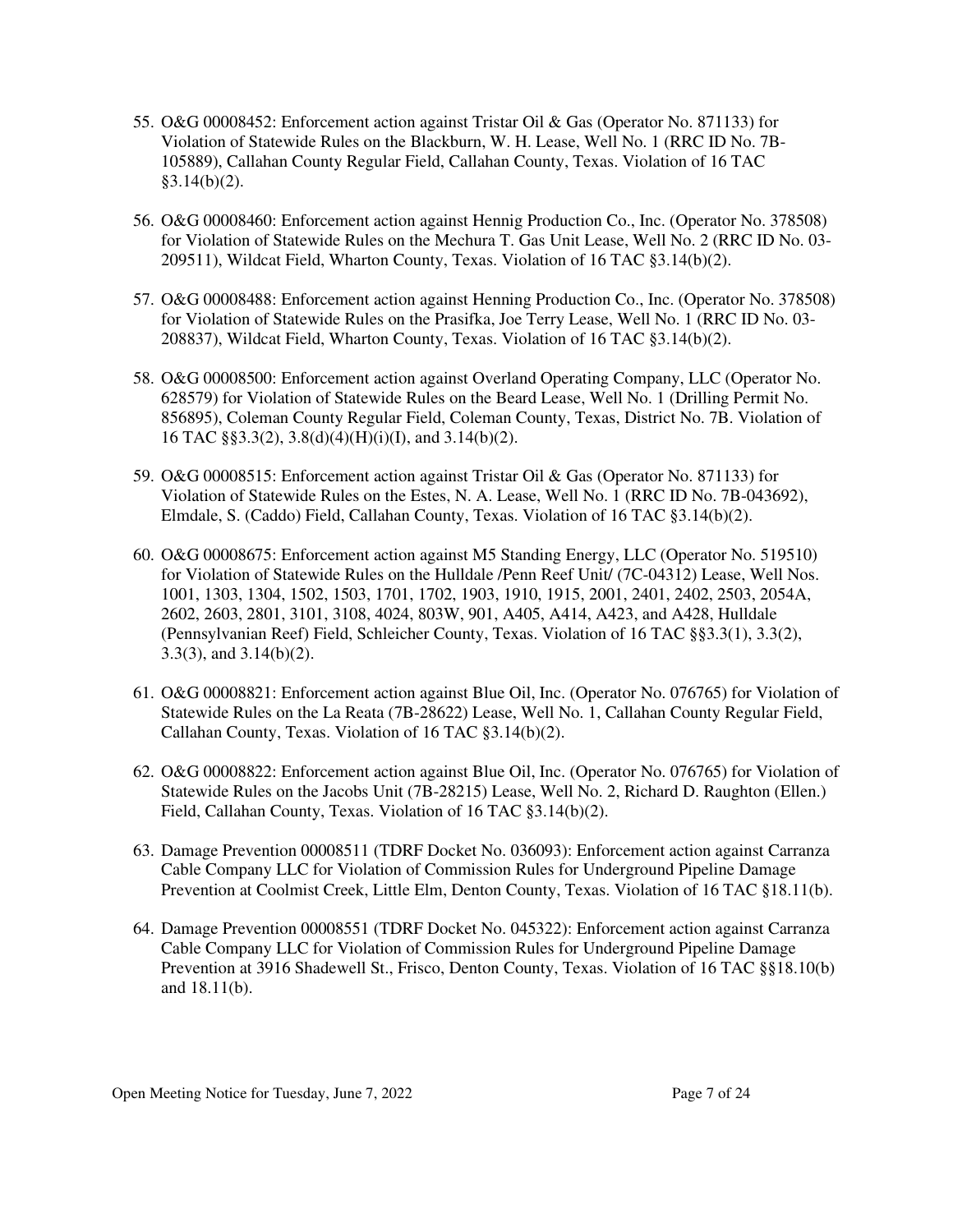55. O&G 00008452: Enforcement action against Tristar Oil & Gas (Operator No. 871133) for Violation of Statewide Rules on the Blackburn, W. H. Lease, Well No. 1 (RRC ID No. 7B-105889), Callahan County Regular Field, Callahan County, Texas. Violation of 16 TAC §3.14(b)(2).

56. O&G 00008460: Enforcement action against Hennig Production Co., Inc. (Operator No. 378508) for Violation of Statewide Rules on the Mechura T. Gas Unit Lease, Well No. 2 (RRC ID No. 03-209511), Wildcat Field, Wharton County, Texas. Violation of 16 TAC §3.14(b)(2).

57. O&G 00008488: Enforcement action against Henning Production Co., Inc. (Operator No. 378508) for Violation of Statewide Rules on the Prasifka, Joe Terry Lease, Well No. 1 (RRC ID No. 03-208837), Wildcat Field, Wharton County, Texas. Violation of 16 TAC §3.14(b)(2).

58. O&G 00008500: Enforcement action against Overland Operating Company, LLC (Operator No. 628579) for Violation of Statewide Rules on the Beard Lease, Well No. 1 (Drilling Permit No. 856895), Coleman County Regular Field, Coleman County, Texas, District No. 7B. Violation of 16 TAC §§3.3(2), 3.8(d)(4)(H)(i)(I), and 3.14(b)(2).

59. O&G 00008515: Enforcement action against Tristar Oil & Gas (Operator No. 871133) for Violation of Statewide Rules on the Estes, N. A. Lease, Well No. 1 (RRC ID No. 7B-043692), Elmdale, S. (Caddo) Field, Callahan County, Texas. Violation of 16 TAC §3.14(b)(2).

60. O&G 00008675: Enforcement action against M5 Standing Energy, LLC (Operator No. 519510) for Violation of Statewide Rules on the Hulldale /Penn Reef Unit/ (7C-04312) Lease, Well Nos. 1001, 1303, 1304, 1502, 1503, 1701, 1702, 1903, 1910, 1915, 2001, 2401, 2402, 2503, 2054A, 2602, 2603, 2801, 3101, 3108, 4024, 803W, 901, A405, A414, A423, and A428, Hulldale (Pennsylvanian Reef) Field, Schleicher County, Texas. Violation of 16 TAC §§3.3(1), 3.3(2), 3.3(3), and 3.14(b)(2).

61. O&G 00008821: Enforcement action against Blue Oil, Inc. (Operator No. 076765) for Violation of Statewide Rules on the La Reata (7B-28622) Lease, Well No. 1, Callahan County Regular Field, Callahan County, Texas. Violation of 16 TAC §3.14(b)(2).

62. O&G 00008822: Enforcement action against Blue Oil, Inc. (Operator No. 076765) for Violation of Statewide Rules on the Jacobs Unit (7B-28215) Lease, Well No. 2, Richard D. Raughton (Ellen.) Field, Callahan County, Texas. Violation of 16 TAC §3.14(b)(2).

63. Damage Prevention 00008511 (TDRF Docket No. 036093): Enforcement action against Carranza Cable Company LLC for Violation of Commission Rules for Underground Pipeline Damage Prevention at Coolmist Creek, Little Elm, Denton County, Texas. Violation of 16 TAC §18.11(b).

64. Damage Prevention 00008551 (TDRF Docket No. 045322): Enforcement action against Carranza Cable Company LLC for Violation of Commission Rules for Underground Pipeline Damage Prevention at 3916 Shadewell St., Frisco, Denton County, Texas. Violation of 16 TAC §§18.10(b) and 18.11(b).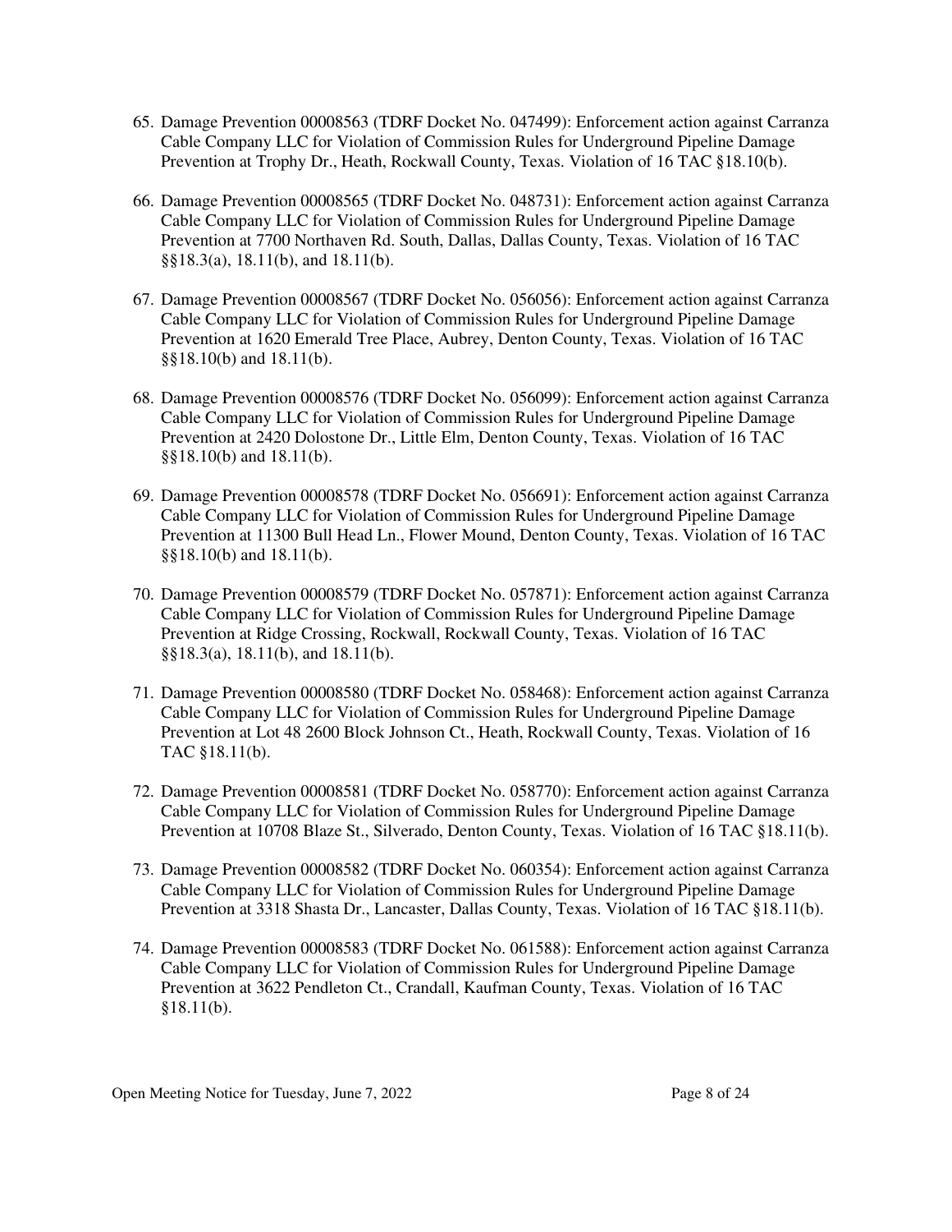65. Damage Prevention 00008563 (TDRF Docket No. 047499): Enforcement action against Carranza Cable Company LLC for Violation of Commission Rules for Underground Pipeline Damage Prevention at Trophy Dr., Heath, Rockwall County, Texas. Violation of 16 TAC §18.10(b).

66. Damage Prevention 00008565 (TDRF Docket No. 048731): Enforcement action against Carranza Cable Company LLC for Violation of Commission Rules for Underground Pipeline Damage Prevention at 7700 Northaven Rd. South, Dallas, Dallas County, Texas. Violation of 16 TAC §§18.3(a), 18.11(b), and 18.11(b).

67. Damage Prevention 00008567 (TDRF Docket No. 056056): Enforcement action against Carranza Cable Company LLC for Violation of Commission Rules for Underground Pipeline Damage Prevention at 1620 Emerald Tree Place, Aubrey, Denton County, Texas. Violation of 16 TAC §§18.10(b) and 18.11(b).

68. Damage Prevention 00008576 (TDRF Docket No. 056099): Enforcement action against Carranza Cable Company LLC for Violation of Commission Rules for Underground Pipeline Damage Prevention at 2420 Dolostone Dr., Little Elm, Denton County, Texas. Violation of 16 TAC §§18.10(b) and 18.11(b).

69. Damage Prevention 00008578 (TDRF Docket No. 056691): Enforcement action against Carranza Cable Company LLC for Violation of Commission Rules for Underground Pipeline Damage Prevention at 11300 Bull Head Ln., Flower Mound, Denton County, Texas. Violation of 16 TAC §§18.10(b) and 18.11(b).

70. Damage Prevention 00008579 (TDRF Docket No. 057871): Enforcement action against Carranza Cable Company LLC for Violation of Commission Rules for Underground Pipeline Damage Prevention at Ridge Crossing, Rockwall, Rockwall County, Texas. Violation of 16 TAC §§18.3(a), 18.11(b), and 18.11(b).

71. Damage Prevention 00008580 (TDRF Docket No. 058468): Enforcement action against Carranza Cable Company LLC for Violation of Commission Rules for Underground Pipeline Damage Prevention at Lot 48 2600 Block Johnson Ct., Heath, Rockwall County, Texas. Violation of 16 TAC §18.11(b).

72. Damage Prevention 00008581 (TDRF Docket No. 058770): Enforcement action against Carranza Cable Company LLC for Violation of Commission Rules for Underground Pipeline Damage Prevention at 10708 Blaze St., Silverado, Denton County, Texas. Violation of 16 TAC §18.11(b).

73. Damage Prevention 00008582 (TDRF Docket No. 060354): Enforcement action against Carranza Cable Company LLC for Violation of Commission Rules for Underground Pipeline Damage Prevention at 3318 Shasta Dr., Lancaster, Dallas County, Texas. Violation of 16 TAC §18.11(b).

74. Damage Prevention 00008583 (TDRF Docket No. 061588): Enforcement action against Carranza Cable Company LLC for Violation of Commission Rules for Underground Pipeline Damage Prevention at 3622 Pendleton Ct., Crandall, Kaufman County, Texas. Violation of 16 TAC §18.11(b).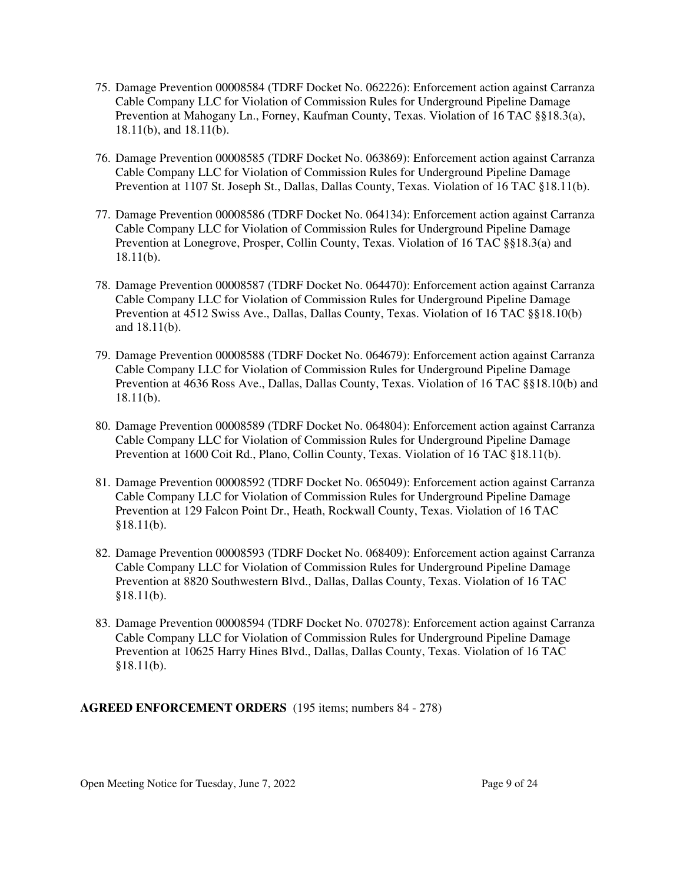75. Damage Prevention 00008584 (TDRF Docket No. 062226): Enforcement action against Carranza Cable Company LLC for Violation of Commission Rules for Underground Pipeline Damage Prevention at Mahogany Ln., Forney, Kaufman County, Texas. Violation of 16 TAC §§18.3(a), 18.11(b), and 18.11(b).

76. Damage Prevention 00008585 (TDRF Docket No. 063869): Enforcement action against Carranza Cable Company LLC for Violation of Commission Rules for Underground Pipeline Damage Prevention at 1107 St. Joseph St., Dallas, Dallas County, Texas. Violation of 16 TAC §18.11(b).

77. Damage Prevention 00008586 (TDRF Docket No. 064134): Enforcement action against Carranza Cable Company LLC for Violation of Commission Rules for Underground Pipeline Damage Prevention at Lonegrove, Prosper, Collin County, Texas. Violation of 16 TAC §§18.3(a) and 18.11(b).

78. Damage Prevention 00008587 (TDRF Docket No. 064470): Enforcement action against Carranza Cable Company LLC for Violation of Commission Rules for Underground Pipeline Damage Prevention at 4512 Swiss Ave., Dallas, Dallas County, Texas. Violation of 16 TAC §§18.10(b) and 18.11(b).

79. Damage Prevention 00008588 (TDRF Docket No. 064679): Enforcement action against Carranza Cable Company LLC for Violation of Commission Rules for Underground Pipeline Damage Prevention at 4636 Ross Ave., Dallas, Dallas County, Texas. Violation of 16 TAC §§18.10(b) and 18.11(b).

80. Damage Prevention 00008589 (TDRF Docket No. 064804): Enforcement action against Carranza Cable Company LLC for Violation of Commission Rules for Underground Pipeline Damage Prevention at 1600 Coit Rd., Plano, Collin County, Texas. Violation of 16 TAC §18.11(b).

81. Damage Prevention 00008592 (TDRF Docket No. 065049): Enforcement action against Carranza Cable Company LLC for Violation of Commission Rules for Underground Pipeline Damage Prevention at 129 Falcon Point Dr., Heath, Rockwall County, Texas. Violation of 16 TAC §18.11(b).

82. Damage Prevention 00008593 (TDRF Docket No. 068409): Enforcement action against Carranza Cable Company LLC for Violation of Commission Rules for Underground Pipeline Damage Prevention at 8820 Southwestern Blvd., Dallas, Dallas County, Texas. Violation of 16 TAC §18.11(b).

83. Damage Prevention 00008594 (TDRF Docket No. 070278): Enforcement action against Carranza Cable Company LLC for Violation of Commission Rules for Underground Pipeline Damage Prevention at 10625 Harry Hines Blvd., Dallas, Dallas County, Texas. Violation of 16 TAC §18.11(b).

**AGREED ENFORCEMENT ORDERS** (195 items; numbers 84 - 278)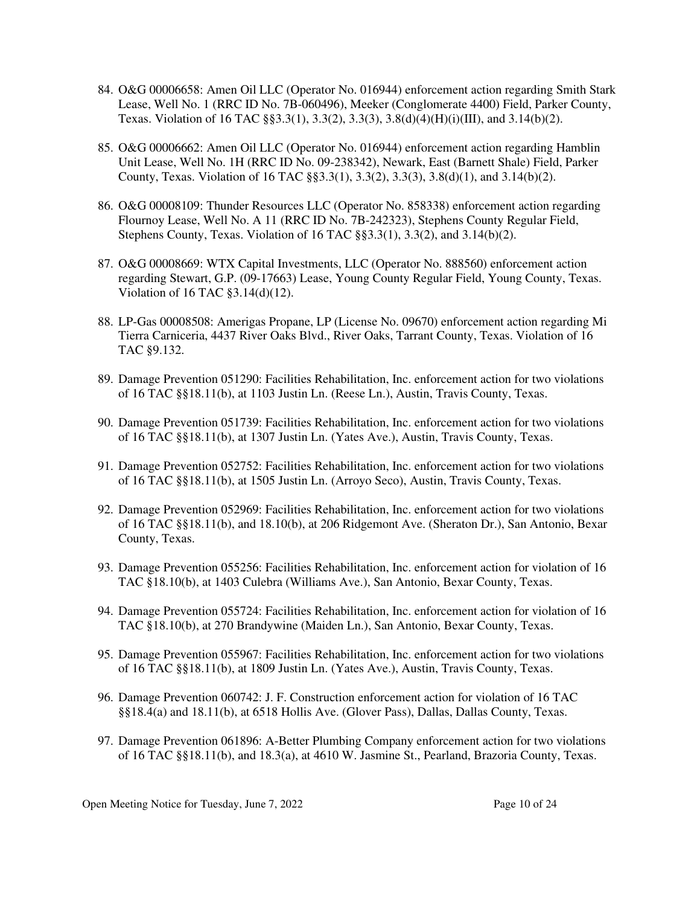84. O&G 00006658: Amen Oil LLC (Operator No. 016944) enforcement action regarding Smith Stark Lease, Well No. 1 (RRC ID No. 7B-060496), Meeker (Conglomerate 4400) Field, Parker County, Texas. Violation of 16 TAC §§3.3(1), 3.3(2), 3.3(3), 3.8(d)(4)(H)(i)(III), and 3.14(b)(2).

85. O&G 00006662: Amen Oil LLC (Operator No. 016944) enforcement action regarding Hamblin Unit Lease, Well No. 1H (RRC ID No. 09-238342), Newark, East (Barnett Shale) Field, Parker County, Texas. Violation of 16 TAC §§3.3(1), 3.3(2), 3.3(3), 3.8(d)(1), and 3.14(b)(2).

86. O&G 00008109: Thunder Resources LLC (Operator No. 858338) enforcement action regarding Flournoy Lease, Well No. A 11 (RRC ID No. 7B-242323), Stephens County Regular Field, Stephens County, Texas. Violation of 16 TAC §§3.3(1), 3.3(2), and 3.14(b)(2).

87. O&G 00008669: WTX Capital Investments, LLC (Operator No. 888560) enforcement action regarding Stewart, G.P. (09-17663) Lease, Young County Regular Field, Young County, Texas. Violation of 16 TAC §3.14(d)(12).

88. LP-Gas 00008508: Amerigas Propane, LP (License No. 09670) enforcement action regarding Mi Tierra Carniceria, 4437 River Oaks Blvd., River Oaks, Tarrant County, Texas. Violation of 16 TAC §9.132.

89. Damage Prevention 051290: Facilities Rehabilitation, Inc. enforcement action for two violations of 16 TAC §§18.11(b), at 1103 Justin Ln. (Reese Ln.), Austin, Travis County, Texas.

90. Damage Prevention 051739: Facilities Rehabilitation, Inc. enforcement action for two violations of 16 TAC §§18.11(b), at 1307 Justin Ln. (Yates Ave.), Austin, Travis County, Texas.

91. Damage Prevention 052752: Facilities Rehabilitation, Inc. enforcement action for two violations of 16 TAC §§18.11(b), at 1505 Justin Ln. (Arroyo Seco), Austin, Travis County, Texas.

92. Damage Prevention 052969: Facilities Rehabilitation, Inc. enforcement action for two violations of 16 TAC §§18.11(b), and 18.10(b), at 206 Ridgemont Ave. (Sheraton Dr.), San Antonio, Bexar County, Texas.

93. Damage Prevention 055256: Facilities Rehabilitation, Inc. enforcement action for violation of 16 TAC §18.10(b), at 1403 Culebra (Williams Ave.), San Antonio, Bexar County, Texas.

94. Damage Prevention 055724: Facilities Rehabilitation, Inc. enforcement action for violation of 16 TAC §18.10(b), at 270 Brandywine (Maiden Ln.), San Antonio, Bexar County, Texas.

95. Damage Prevention 055967: Facilities Rehabilitation, Inc. enforcement action for two violations of 16 TAC §§18.11(b), at 1809 Justin Ln. (Yates Ave.), Austin, Travis County, Texas.

96. Damage Prevention 060742: J. F. Construction enforcement action for violation of 16 TAC §§18.4(a) and 18.11(b), at 6518 Hollis Ave. (Glover Pass), Dallas, Dallas County, Texas.

97. Damage Prevention 061896: A-Better Plumbing Company enforcement action for two violations of 16 TAC §§18.11(b), and 18.3(a), at 4610 W. Jasmine St., Pearland, Brazoria County, Texas.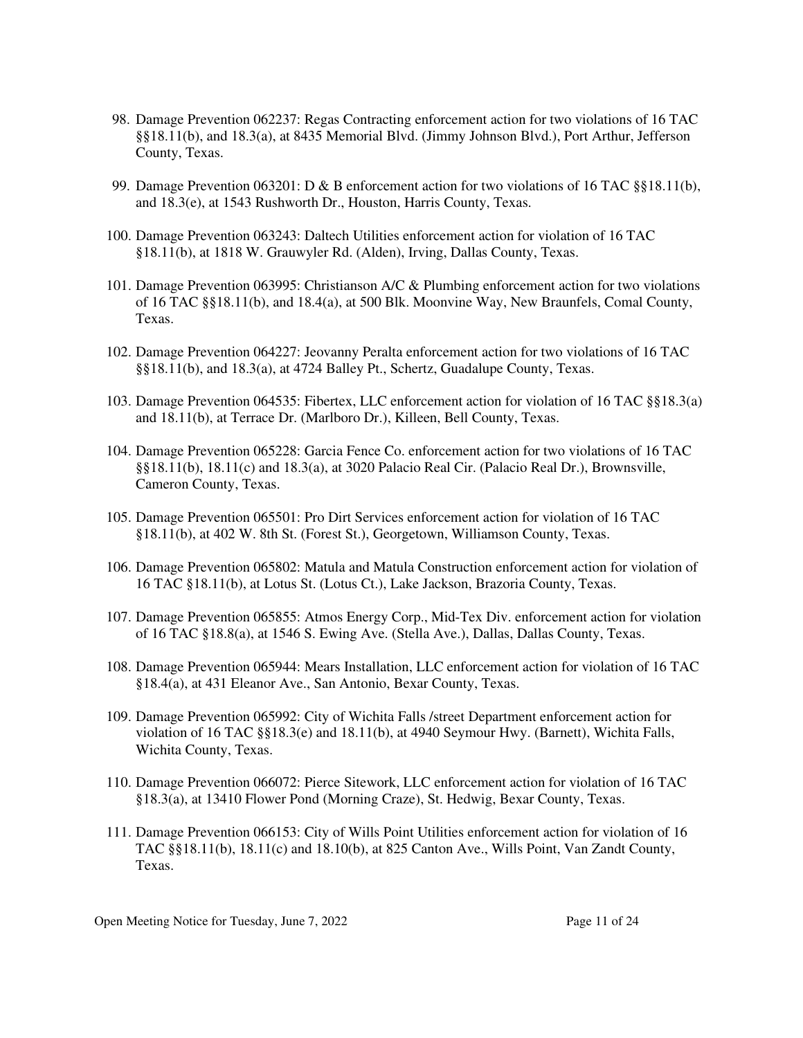98. Damage Prevention 062237: Regas Contracting enforcement action for two violations of 16 TAC §§18.11(b), and 18.3(a), at 8435 Memorial Blvd. (Jimmy Johnson Blvd.), Port Arthur, Jefferson County, Texas.

99. Damage Prevention 063201: D & B enforcement action for two violations of 16 TAC §§18.11(b), and 18.3(e), at 1543 Rushworth Dr., Houston, Harris County, Texas.

100. Damage Prevention 063243: Daltech Utilities enforcement action for violation of 16 TAC §18.11(b), at 1818 W. Grauwyler Rd. (Alden), Irving, Dallas County, Texas.

101. Damage Prevention 063995: Christianson A/C & Plumbing enforcement action for two violations of 16 TAC §§18.11(b), and 18.4(a), at 500 Blk. Moonvine Way, New Braunfels, Comal County, Texas.

102. Damage Prevention 064227: Jeovanny Peralta enforcement action for two violations of 16 TAC §§18.11(b), and 18.3(a), at 4724 Balley Pt., Schertz, Guadalupe County, Texas.

103. Damage Prevention 064535: Fibertex, LLC enforcement action for violation of 16 TAC §§18.3(a) and 18.11(b), at Terrace Dr. (Marlboro Dr.), Killeen, Bell County, Texas.

104. Damage Prevention 065228: Garcia Fence Co. enforcement action for two violations of 16 TAC §§18.11(b), 18.11(c) and 18.3(a), at 3020 Palacio Real Cir. (Palacio Real Dr.), Brownsville, Cameron County, Texas.

105. Damage Prevention 065501: Pro Dirt Services enforcement action for violation of 16 TAC §18.11(b), at 402 W. 8th St. (Forest St.), Georgetown, Williamson County, Texas.

106. Damage Prevention 065802: Matula and Matula Construction enforcement action for violation of 16 TAC §18.11(b), at Lotus St. (Lotus Ct.), Lake Jackson, Brazoria County, Texas.

107. Damage Prevention 065855: Atmos Energy Corp., Mid-Tex Div. enforcement action for violation of 16 TAC §18.8(a), at 1546 S. Ewing Ave. (Stella Ave.), Dallas, Dallas County, Texas.

108. Damage Prevention 065944: Mears Installation, LLC enforcement action for violation of 16 TAC §18.4(a), at 431 Eleanor Ave., San Antonio, Bexar County, Texas.

109. Damage Prevention 065992: City of Wichita Falls /street Department enforcement action for violation of 16 TAC §§18.3(e) and 18.11(b), at 4940 Seymour Hwy. (Barnett), Wichita Falls, Wichita County, Texas.

110. Damage Prevention 066072: Pierce Sitework, LLC enforcement action for violation of 16 TAC §18.3(a), at 13410 Flower Pond (Morning Craze), St. Hedwig, Bexar County, Texas.

111. Damage Prevention 066153: City of Wills Point Utilities enforcement action for violation of 16 TAC §§18.11(b), 18.11(c) and 18.10(b), at 825 Canton Ave., Wills Point, Van Zandt County, Texas.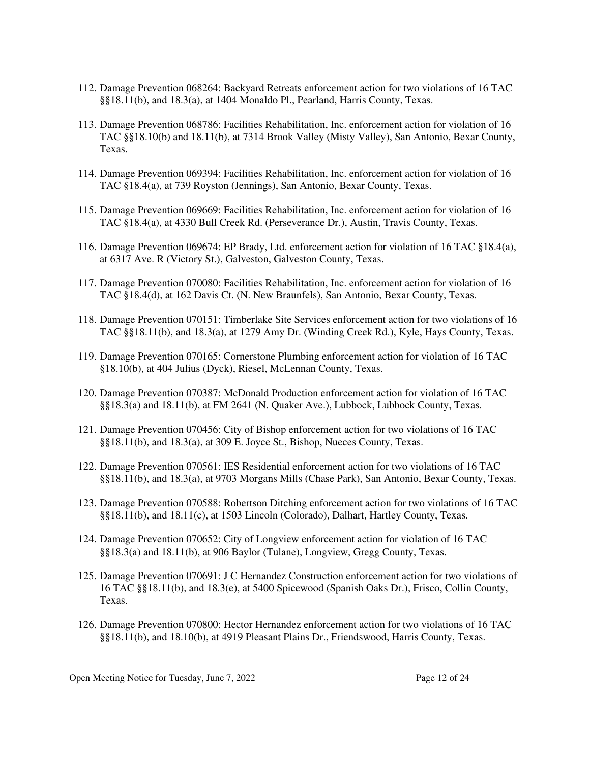112. Damage Prevention 068264: Backyard Retreats enforcement action for two violations of 16 TAC §§18.11(b), and 18.3(a), at 1404 Monaldo Pl., Pearland, Harris County, Texas.

113. Damage Prevention 068786: Facilities Rehabilitation, Inc. enforcement action for violation of 16 TAC §§18.10(b) and 18.11(b), at 7314 Brook Valley (Misty Valley), San Antonio, Bexar County, Texas.

114. Damage Prevention 069394: Facilities Rehabilitation, Inc. enforcement action for violation of 16 TAC §18.4(a), at 739 Royston (Jennings), San Antonio, Bexar County, Texas.

115. Damage Prevention 069669: Facilities Rehabilitation, Inc. enforcement action for violation of 16 TAC §18.4(a), at 4330 Bull Creek Rd. (Perseverance Dr.), Austin, Travis County, Texas.

116. Damage Prevention 069674: EP Brady, Ltd. enforcement action for violation of 16 TAC §18.4(a), at 6317 Ave. R (Victory St.), Galveston, Galveston County, Texas.

117. Damage Prevention 070080: Facilities Rehabilitation, Inc. enforcement action for violation of 16 TAC §18.4(d), at 162 Davis Ct. (N. New Braunfels), San Antonio, Bexar County, Texas.

118. Damage Prevention 070151: Timberlake Site Services enforcement action for two violations of 16 TAC §§18.11(b), and 18.3(a), at 1279 Amy Dr. (Winding Creek Rd.), Kyle, Hays County, Texas.

119. Damage Prevention 070165: Cornerstone Plumbing enforcement action for violation of 16 TAC §18.10(b), at 404 Julius (Dyck), Riesel, McLennan County, Texas.

120. Damage Prevention 070387: McDonald Production enforcement action for violation of 16 TAC §§18.3(a) and 18.11(b), at FM 2641 (N. Quaker Ave.), Lubbock, Lubbock County, Texas.

121. Damage Prevention 070456: City of Bishop enforcement action for two violations of 16 TAC §§18.11(b), and 18.3(a), at 309 E. Joyce St., Bishop, Nueces County, Texas.

122. Damage Prevention 070561: IES Residential enforcement action for two violations of 16 TAC §§18.11(b), and 18.3(a), at 9703 Morgans Mills (Chase Park), San Antonio, Bexar County, Texas.

123. Damage Prevention 070588: Robertson Ditching enforcement action for two violations of 16 TAC §§18.11(b), and 18.11(c), at 1503 Lincoln (Colorado), Dalhart, Hartley County, Texas.

124. Damage Prevention 070652: City of Longview enforcement action for violation of 16 TAC §§18.3(a) and 18.11(b), at 906 Baylor (Tulane), Longview, Gregg County, Texas.

125. Damage Prevention 070691: J C Hernandez Construction enforcement action for two violations of 16 TAC §§18.11(b), and 18.3(e), at 5400 Spicewood (Spanish Oaks Dr.), Frisco, Collin County, Texas.

126. Damage Prevention 070800: Hector Hernandez enforcement action for two violations of 16 TAC §§18.11(b), and 18.10(b), at 4919 Pleasant Plains Dr., Friendswood, Harris County, Texas.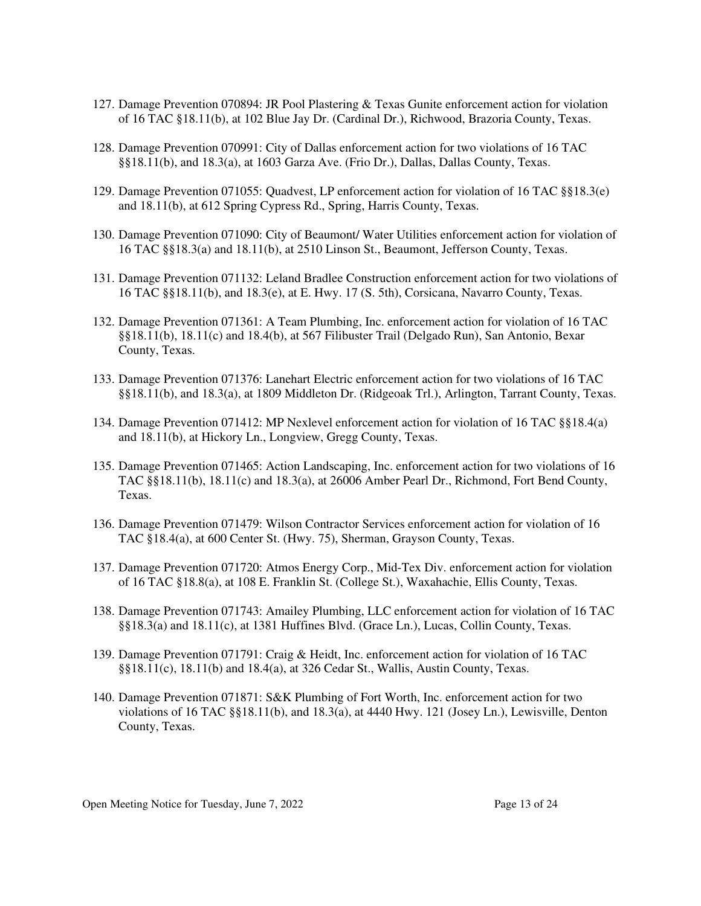127. Damage Prevention 070894: JR Pool Plastering & Texas Gunite enforcement action for violation of 16 TAC §18.11(b), at 102 Blue Jay Dr. (Cardinal Dr.), Richwood, Brazoria County, Texas.

128. Damage Prevention 070991: City of Dallas enforcement action for two violations of 16 TAC §§18.11(b), and 18.3(a), at 1603 Garza Ave. (Frio Dr.), Dallas, Dallas County, Texas.

129. Damage Prevention 071055: Quadvest, LP enforcement action for violation of 16 TAC §§18.3(e) and 18.11(b), at 612 Spring Cypress Rd., Spring, Harris County, Texas.

130. Damage Prevention 071090: City of Beaumont/ Water Utilities enforcement action for violation of 16 TAC §§18.3(a) and 18.11(b), at 2510 Linson St., Beaumont, Jefferson County, Texas.

131. Damage Prevention 071132: Leland Bradlee Construction enforcement action for two violations of 16 TAC §§18.11(b), and 18.3(e), at E. Hwy. 17 (S. 5th), Corsicana, Navarro County, Texas.

132. Damage Prevention 071361: A Team Plumbing, Inc. enforcement action for violation of 16 TAC §§18.11(b), 18.11(c) and 18.4(b), at 567 Filibuster Trail (Delgado Run), San Antonio, Bexar County, Texas.

133. Damage Prevention 071376: Lanehart Electric enforcement action for two violations of 16 TAC §§18.11(b), and 18.3(a), at 1809 Middleton Dr. (Ridgeoak Trl.), Arlington, Tarrant County, Texas.

134. Damage Prevention 071412: MP Nexlevel enforcement action for violation of 16 TAC §§18.4(a) and 18.11(b), at Hickory Ln., Longview, Gregg County, Texas.

135. Damage Prevention 071465: Action Landscaping, Inc. enforcement action for two violations of 16 TAC §§18.11(b), 18.11(c) and 18.3(a), at 26006 Amber Pearl Dr., Richmond, Fort Bend County, Texas.

136. Damage Prevention 071479: Wilson Contractor Services enforcement action for violation of 16 TAC §18.4(a), at 600 Center St. (Hwy. 75), Sherman, Grayson County, Texas.

137. Damage Prevention 071720: Atmos Energy Corp., Mid-Tex Div. enforcement action for violation of 16 TAC §18.8(a), at 108 E. Franklin St. (College St.), Waxahachie, Ellis County, Texas.

138. Damage Prevention 071743: Amailey Plumbing, LLC enforcement action for violation of 16 TAC §§18.3(a) and 18.11(c), at 1381 Huffines Blvd. (Grace Ln.), Lucas, Collin County, Texas.

139. Damage Prevention 071791: Craig & Heidt, Inc. enforcement action for violation of 16 TAC §§18.11(c), 18.11(b) and 18.4(a), at 326 Cedar St., Wallis, Austin County, Texas.

140. Damage Prevention 071871: S&K Plumbing of Fort Worth, Inc. enforcement action for two violations of 16 TAC §§18.11(b), and 18.3(a), at 4440 Hwy. 121 (Josey Ln.), Lewisville, Denton County, Texas.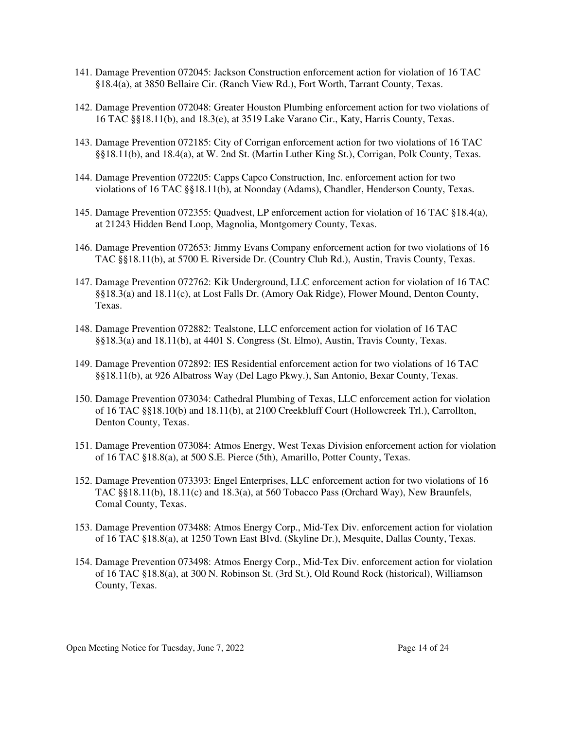141. Damage Prevention 072045: Jackson Construction enforcement action for violation of 16 TAC §18.4(a), at 3850 Bellaire Cir. (Ranch View Rd.), Fort Worth, Tarrant County, Texas.

142. Damage Prevention 072048: Greater Houston Plumbing enforcement action for two violations of 16 TAC §§18.11(b), and 18.3(e), at 3519 Lake Varano Cir., Katy, Harris County, Texas.

143. Damage Prevention 072185: City of Corrigan enforcement action for two violations of 16 TAC §§18.11(b), and 18.4(a), at W. 2nd St. (Martin Luther King St.), Corrigan, Polk County, Texas.

144. Damage Prevention 072205: Capps Capco Construction, Inc. enforcement action for two violations of 16 TAC §§18.11(b), at Noonday (Adams), Chandler, Henderson County, Texas.

145. Damage Prevention 072355: Quadvest, LP enforcement action for violation of 16 TAC §18.4(a), at 21243 Hidden Bend Loop, Magnolia, Montgomery County, Texas.

146. Damage Prevention 072653: Jimmy Evans Company enforcement action for two violations of 16 TAC §§18.11(b), at 5700 E. Riverside Dr. (Country Club Rd.), Austin, Travis County, Texas.

147. Damage Prevention 072762: Kik Underground, LLC enforcement action for violation of 16 TAC §§18.3(a) and 18.11(c), at Lost Falls Dr. (Amory Oak Ridge), Flower Mound, Denton County, Texas.

148. Damage Prevention 072882: Tealstone, LLC enforcement action for violation of 16 TAC §§18.3(a) and 18.11(b), at 4401 S. Congress (St. Elmo), Austin, Travis County, Texas.

149. Damage Prevention 072892: IES Residential enforcement action for two violations of 16 TAC §§18.11(b), at 926 Albatross Way (Del Lago Pkwy.), San Antonio, Bexar County, Texas.

150. Damage Prevention 073034: Cathedral Plumbing of Texas, LLC enforcement action for violation of 16 TAC §§18.10(b) and 18.11(b), at 2100 Creekbluff Court (Hollowcreek Trl.), Carrollton, Denton County, Texas.

151. Damage Prevention 073084: Atmos Energy, West Texas Division enforcement action for violation of 16 TAC §18.8(a), at 500 S.E. Pierce (5th), Amarillo, Potter County, Texas.

152. Damage Prevention 073393: Engel Enterprises, LLC enforcement action for two violations of 16 TAC §§18.11(b), 18.11(c) and 18.3(a), at 560 Tobacco Pass (Orchard Way), New Braunfels, Comal County, Texas.

153. Damage Prevention 073488: Atmos Energy Corp., Mid-Tex Div. enforcement action for violation of 16 TAC §18.8(a), at 1250 Town East Blvd. (Skyline Dr.), Mesquite, Dallas County, Texas.

154. Damage Prevention 073498: Atmos Energy Corp., Mid-Tex Div. enforcement action for violation of 16 TAC §18.8(a), at 300 N. Robinson St. (3rd St.), Old Round Rock (historical), Williamson County, Texas.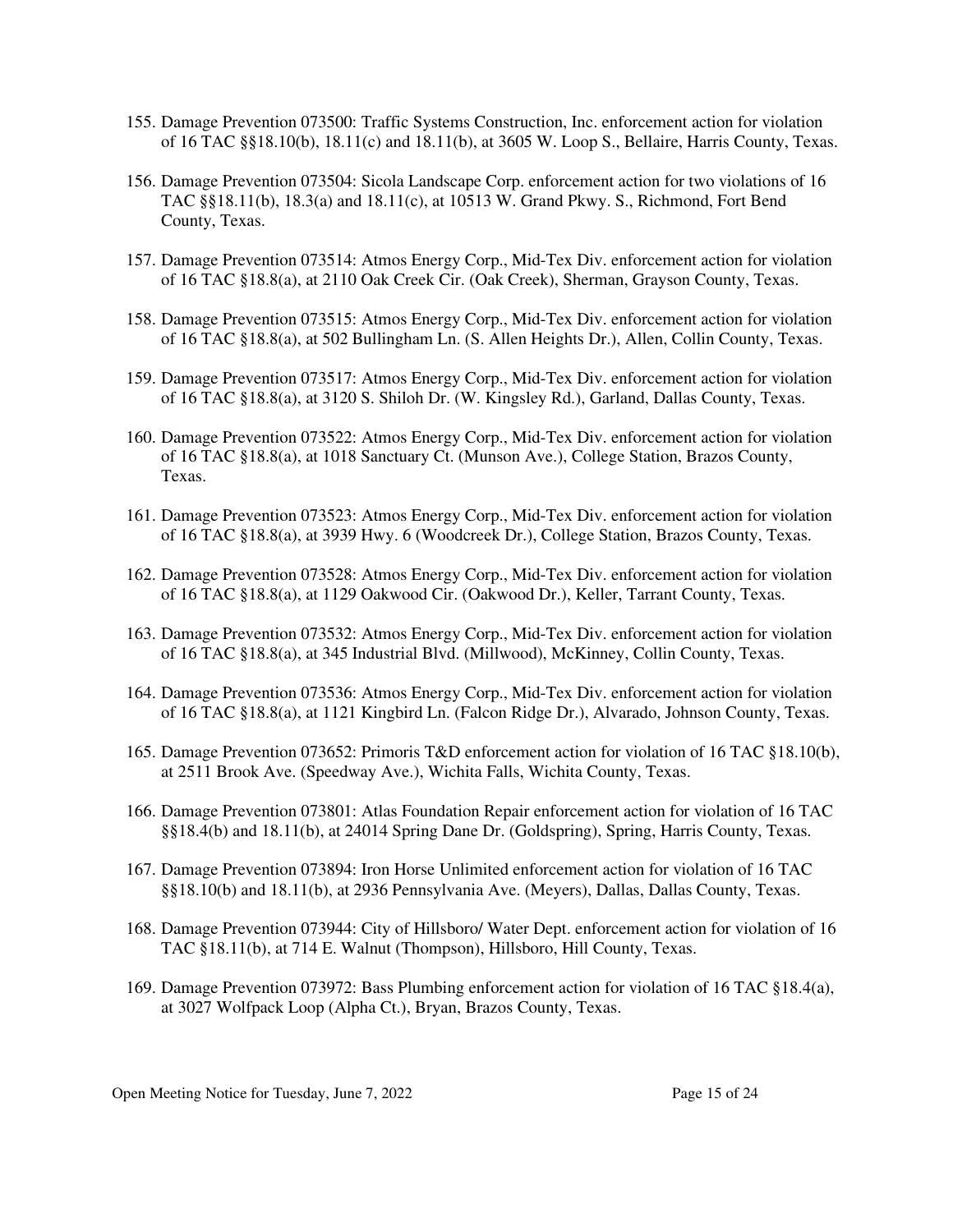155. Damage Prevention 073500: Traffic Systems Construction, Inc. enforcement action for violation of 16 TAC §§18.10(b), 18.11(c) and 18.11(b), at 3605 W. Loop S., Bellaire, Harris County, Texas.

156. Damage Prevention 073504: Sicola Landscape Corp. enforcement action for two violations of 16 TAC §§18.11(b), 18.3(a) and 18.11(c), at 10513 W. Grand Pkwy. S., Richmond, Fort Bend County, Texas.

157. Damage Prevention 073514: Atmos Energy Corp., Mid-Tex Div. enforcement action for violation of 16 TAC §18.8(a), at 2110 Oak Creek Cir. (Oak Creek), Sherman, Grayson County, Texas.

158. Damage Prevention 073515: Atmos Energy Corp., Mid-Tex Div. enforcement action for violation of 16 TAC §18.8(a), at 502 Bullingham Ln. (S. Allen Heights Dr.), Allen, Collin County, Texas.

159. Damage Prevention 073517: Atmos Energy Corp., Mid-Tex Div. enforcement action for violation of 16 TAC §18.8(a), at 3120 S. Shiloh Dr. (W. Kingsley Rd.), Garland, Dallas County, Texas.

160. Damage Prevention 073522: Atmos Energy Corp., Mid-Tex Div. enforcement action for violation of 16 TAC §18.8(a), at 1018 Sanctuary Ct. (Munson Ave.), College Station, Brazos County, Texas.

161. Damage Prevention 073523: Atmos Energy Corp., Mid-Tex Div. enforcement action for violation of 16 TAC §18.8(a), at 3939 Hwy. 6 (Woodcreek Dr.), College Station, Brazos County, Texas.

162. Damage Prevention 073528: Atmos Energy Corp., Mid-Tex Div. enforcement action for violation of 16 TAC §18.8(a), at 1129 Oakwood Cir. (Oakwood Dr.), Keller, Tarrant County, Texas.

163. Damage Prevention 073532: Atmos Energy Corp., Mid-Tex Div. enforcement action for violation of 16 TAC §18.8(a), at 345 Industrial Blvd. (Millwood), McKinney, Collin County, Texas.

164. Damage Prevention 073536: Atmos Energy Corp., Mid-Tex Div. enforcement action for violation of 16 TAC §18.8(a), at 1121 Kingbird Ln. (Falcon Ridge Dr.), Alvarado, Johnson County, Texas.

165. Damage Prevention 073652: Primoris T&D enforcement action for violation of 16 TAC §18.10(b), at 2511 Brook Ave. (Speedway Ave.), Wichita Falls, Wichita County, Texas.

166. Damage Prevention 073801: Atlas Foundation Repair enforcement action for violation of 16 TAC §§18.4(b) and 18.11(b), at 24014 Spring Dane Dr. (Goldspring), Spring, Harris County, Texas.

167. Damage Prevention 073894: Iron Horse Unlimited enforcement action for violation of 16 TAC §§18.10(b) and 18.11(b), at 2936 Pennsylvania Ave. (Meyers), Dallas, Dallas County, Texas.

168. Damage Prevention 073944: City of Hillsboro/ Water Dept. enforcement action for violation of 16 TAC §18.11(b), at 714 E. Walnut (Thompson), Hillsboro, Hill County, Texas.

169. Damage Prevention 073972: Bass Plumbing enforcement action for violation of 16 TAC §18.4(a), at 3027 Wolfpack Loop (Alpha Ct.), Bryan, Brazos County, Texas.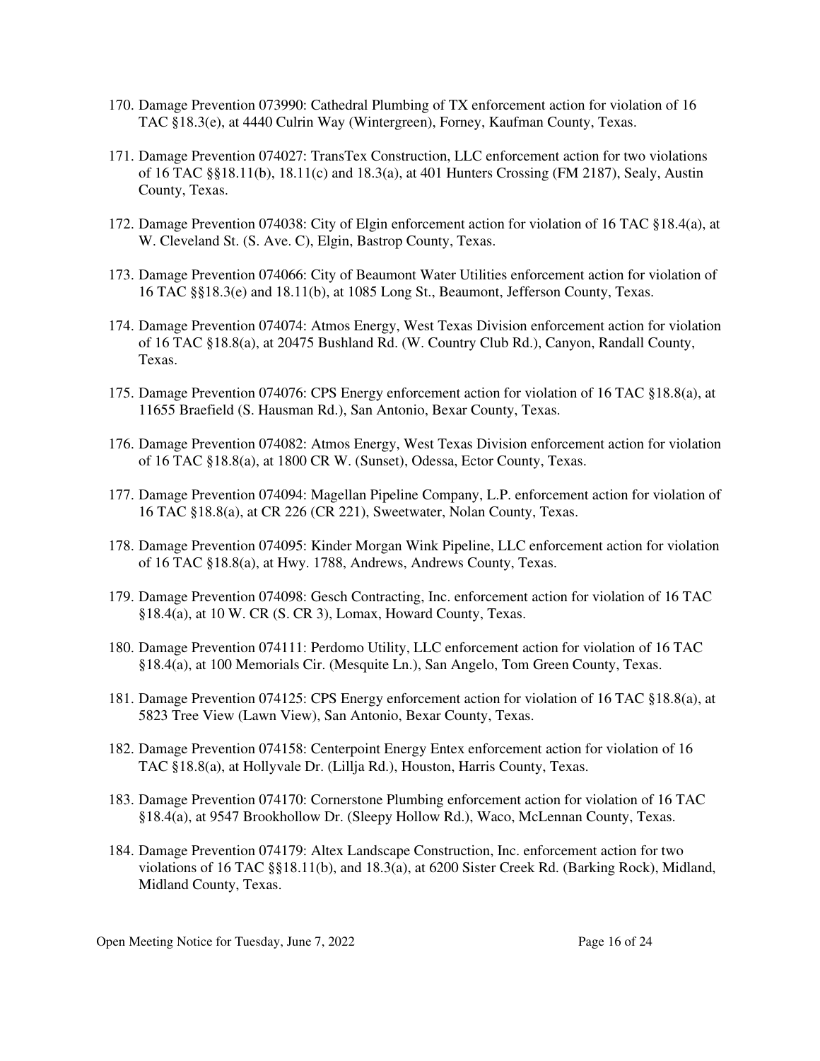170. Damage Prevention 073990: Cathedral Plumbing of TX enforcement action for violation of 16 TAC §18.3(e), at 4440 Culrin Way (Wintergreen), Forney, Kaufman County, Texas.

171. Damage Prevention 074027: TransTex Construction, LLC enforcement action for two violations of 16 TAC §§18.11(b), 18.11(c) and 18.3(a), at 401 Hunters Crossing (FM 2187), Sealy, Austin County, Texas.

172. Damage Prevention 074038: City of Elgin enforcement action for violation of 16 TAC §18.4(a), at W. Cleveland St. (S. Ave. C), Elgin, Bastrop County, Texas.

173. Damage Prevention 074066: City of Beaumont Water Utilities enforcement action for violation of 16 TAC §§18.3(e) and 18.11(b), at 1085 Long St., Beaumont, Jefferson County, Texas.

174. Damage Prevention 074074: Atmos Energy, West Texas Division enforcement action for violation of 16 TAC §18.8(a), at 20475 Bushland Rd. (W. Country Club Rd.), Canyon, Randall County, Texas.

175. Damage Prevention 074076: CPS Energy enforcement action for violation of 16 TAC §18.8(a), at 11655 Braefield (S. Hausman Rd.), San Antonio, Bexar County, Texas.

176. Damage Prevention 074082: Atmos Energy, West Texas Division enforcement action for violation of 16 TAC §18.8(a), at 1800 CR W. (Sunset), Odessa, Ector County, Texas.

177. Damage Prevention 074094: Magellan Pipeline Company, L.P. enforcement action for violation of 16 TAC §18.8(a), at CR 226 (CR 221), Sweetwater, Nolan County, Texas.

178. Damage Prevention 074095: Kinder Morgan Wink Pipeline, LLC enforcement action for violation of 16 TAC §18.8(a), at Hwy. 1788, Andrews, Andrews County, Texas.

179. Damage Prevention 074098: Gesch Contracting, Inc. enforcement action for violation of 16 TAC §18.4(a), at 10 W. CR (S. CR 3), Lomax, Howard County, Texas.

180. Damage Prevention 074111: Perdomo Utility, LLC enforcement action for violation of 16 TAC §18.4(a), at 100 Memorials Cir. (Mesquite Ln.), San Angelo, Tom Green County, Texas.

181. Damage Prevention 074125: CPS Energy enforcement action for violation of 16 TAC §18.8(a), at 5823 Tree View (Lawn View), San Antonio, Bexar County, Texas.

182. Damage Prevention 074158: Centerpoint Energy Entex enforcement action for violation of 16 TAC §18.8(a), at Hollyvale Dr. (Lillja Rd.), Houston, Harris County, Texas.

183. Damage Prevention 074170: Cornerstone Plumbing enforcement action for violation of 16 TAC §18.4(a), at 9547 Brookhollow Dr. (Sleepy Hollow Rd.), Waco, McLennan County, Texas.

184. Damage Prevention 074179: Altex Landscape Construction, Inc. enforcement action for two violations of 16 TAC §§18.11(b), and 18.3(a), at 6200 Sister Creek Rd. (Barking Rock), Midland, Midland County, Texas.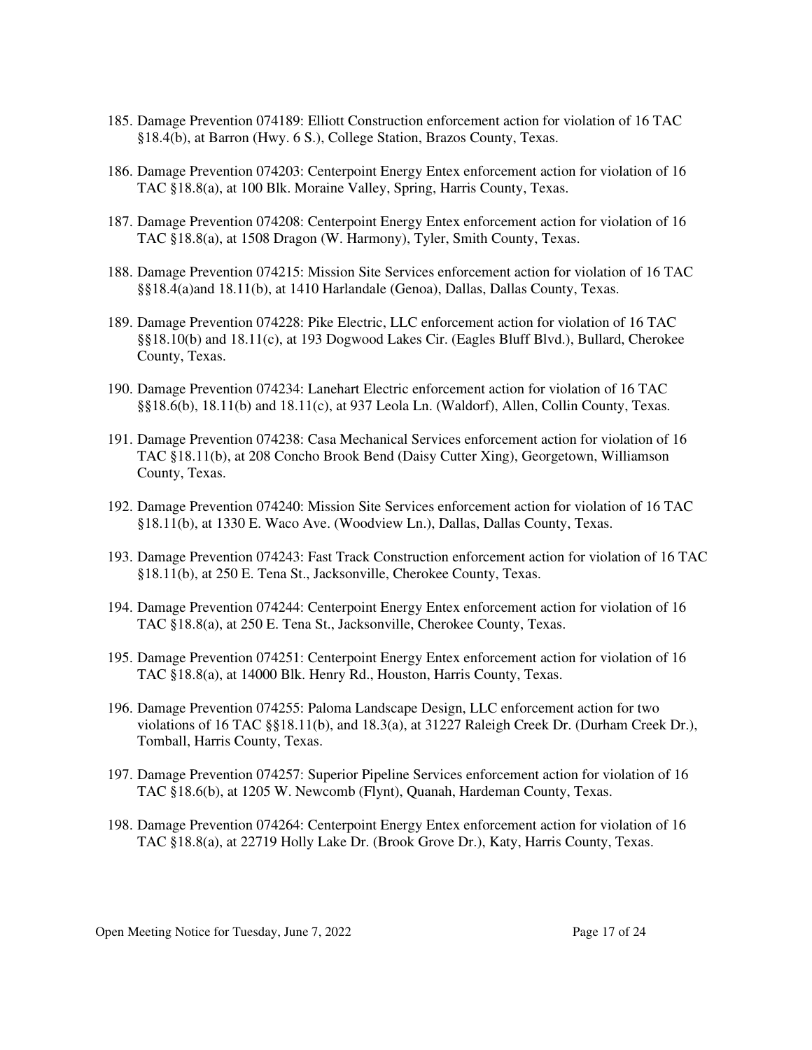185. Damage Prevention 074189: Elliott Construction enforcement action for violation of 16 TAC §18.4(b), at Barron (Hwy. 6 S.), College Station, Brazos County, Texas.

186. Damage Prevention 074203: Centerpoint Energy Entex enforcement action for violation of 16 TAC §18.8(a), at 100 Blk. Moraine Valley, Spring, Harris County, Texas.

187. Damage Prevention 074208: Centerpoint Energy Entex enforcement action for violation of 16 TAC §18.8(a), at 1508 Dragon (W. Harmony), Tyler, Smith County, Texas.

188. Damage Prevention 074215: Mission Site Services enforcement action for violation of 16 TAC §§18.4(a)and 18.11(b), at 1410 Harlandale (Genoa), Dallas, Dallas County, Texas.

189. Damage Prevention 074228: Pike Electric, LLC enforcement action for violation of 16 TAC §§18.10(b) and 18.11(c), at 193 Dogwood Lakes Cir. (Eagles Bluff Blvd.), Bullard, Cherokee County, Texas.

190. Damage Prevention 074234: Lanehart Electric enforcement action for violation of 16 TAC §§18.6(b), 18.11(b) and 18.11(c), at 937 Leola Ln. (Waldorf), Allen, Collin County, Texas.

191. Damage Prevention 074238: Casa Mechanical Services enforcement action for violation of 16 TAC §18.11(b), at 208 Concho Brook Bend (Daisy Cutter Xing), Georgetown, Williamson County, Texas.

192. Damage Prevention 074240: Mission Site Services enforcement action for violation of 16 TAC §18.11(b), at 1330 E. Waco Ave. (Woodview Ln.), Dallas, Dallas County, Texas.

193. Damage Prevention 074243: Fast Track Construction enforcement action for violation of 16 TAC §18.11(b), at 250 E. Tena St., Jacksonville, Cherokee County, Texas.

194. Damage Prevention 074244: Centerpoint Energy Entex enforcement action for violation of 16 TAC §18.8(a), at 250 E. Tena St., Jacksonville, Cherokee County, Texas.

195. Damage Prevention 074251: Centerpoint Energy Entex enforcement action for violation of 16 TAC §18.8(a), at 14000 Blk. Henry Rd., Houston, Harris County, Texas.

196. Damage Prevention 074255: Paloma Landscape Design, LLC enforcement action for two violations of 16 TAC §§18.11(b), and 18.3(a), at 31227 Raleigh Creek Dr. (Durham Creek Dr.), Tomball, Harris County, Texas.

197. Damage Prevention 074257: Superior Pipeline Services enforcement action for violation of 16 TAC §18.6(b), at 1205 W. Newcomb (Flynt), Quanah, Hardeman County, Texas.

198. Damage Prevention 074264: Centerpoint Energy Entex enforcement action for violation of 16 TAC §18.8(a), at 22719 Holly Lake Dr. (Brook Grove Dr.), Katy, Harris County, Texas.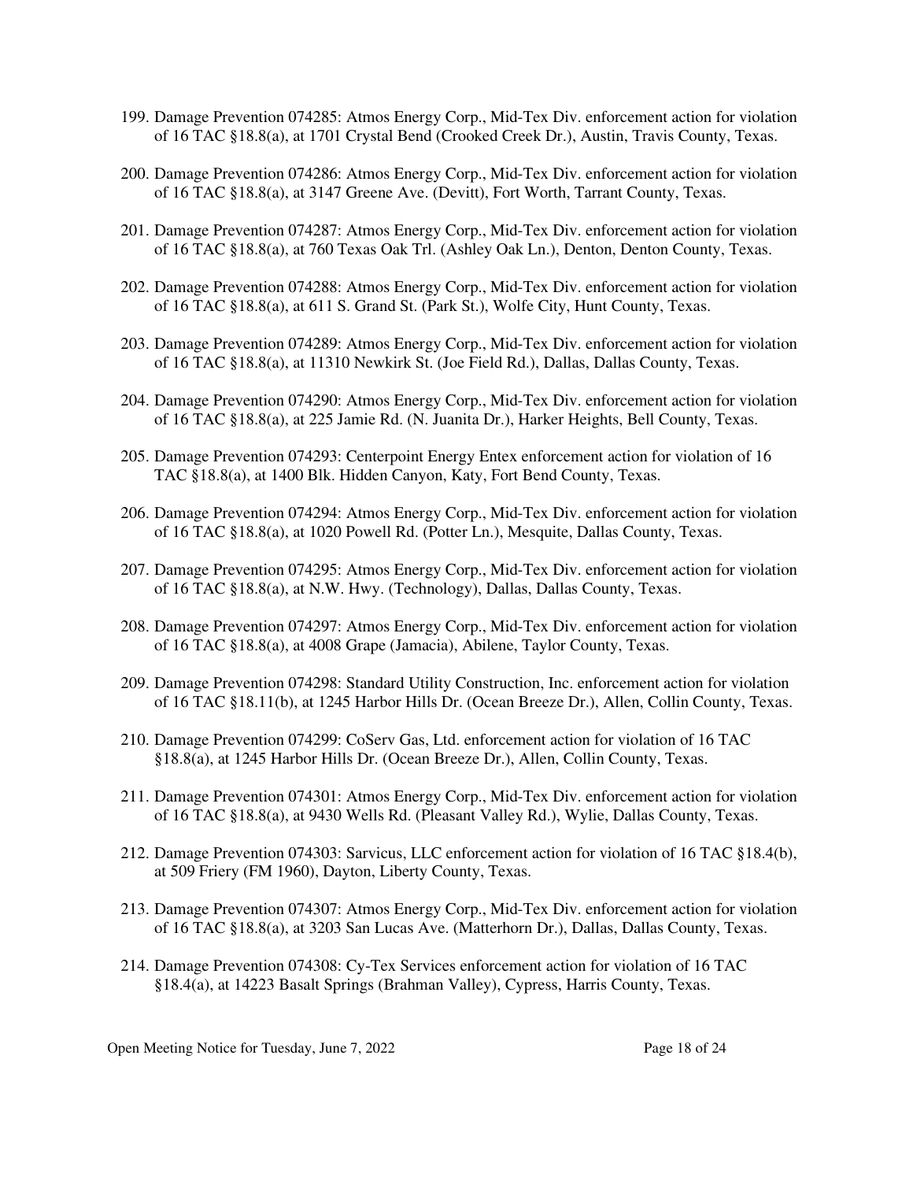199. Damage Prevention 074285: Atmos Energy Corp., Mid-Tex Div. enforcement action for violation of 16 TAC §18.8(a), at 1701 Crystal Bend (Crooked Creek Dr.), Austin, Travis County, Texas.

200. Damage Prevention 074286: Atmos Energy Corp., Mid-Tex Div. enforcement action for violation of 16 TAC §18.8(a), at 3147 Greene Ave. (Devitt), Fort Worth, Tarrant County, Texas.

201. Damage Prevention 074287: Atmos Energy Corp., Mid-Tex Div. enforcement action for violation of 16 TAC §18.8(a), at 760 Texas Oak Trl. (Ashley Oak Ln.), Denton, Denton County, Texas.

202. Damage Prevention 074288: Atmos Energy Corp., Mid-Tex Div. enforcement action for violation of 16 TAC §18.8(a), at 611 S. Grand St. (Park St.), Wolfe City, Hunt County, Texas.

203. Damage Prevention 074289: Atmos Energy Corp., Mid-Tex Div. enforcement action for violation of 16 TAC §18.8(a), at 11310 Newkirk St. (Joe Field Rd.), Dallas, Dallas County, Texas.

204. Damage Prevention 074290: Atmos Energy Corp., Mid-Tex Div. enforcement action for violation of 16 TAC §18.8(a), at 225 Jamie Rd. (N. Juanita Dr.), Harker Heights, Bell County, Texas.

205. Damage Prevention 074293: Centerpoint Energy Entex enforcement action for violation of 16 TAC §18.8(a), at 1400 Blk. Hidden Canyon, Katy, Fort Bend County, Texas.

206. Damage Prevention 074294: Atmos Energy Corp., Mid-Tex Div. enforcement action for violation of 16 TAC §18.8(a), at 1020 Powell Rd. (Potter Ln.), Mesquite, Dallas County, Texas.

207. Damage Prevention 074295: Atmos Energy Corp., Mid-Tex Div. enforcement action for violation of 16 TAC §18.8(a), at N.W. Hwy. (Technology), Dallas, Dallas County, Texas.

208. Damage Prevention 074297: Atmos Energy Corp., Mid-Tex Div. enforcement action for violation of 16 TAC §18.8(a), at 4008 Grape (Jamacia), Abilene, Taylor County, Texas.

209. Damage Prevention 074298: Standard Utility Construction, Inc. enforcement action for violation of 16 TAC §18.11(b), at 1245 Harbor Hills Dr. (Ocean Breeze Dr.), Allen, Collin County, Texas.

210. Damage Prevention 074299: CoServ Gas, Ltd. enforcement action for violation of 16 TAC §18.8(a), at 1245 Harbor Hills Dr. (Ocean Breeze Dr.), Allen, Collin County, Texas.

211. Damage Prevention 074301: Atmos Energy Corp., Mid-Tex Div. enforcement action for violation of 16 TAC §18.8(a), at 9430 Wells Rd. (Pleasant Valley Rd.), Wylie, Dallas County, Texas.

212. Damage Prevention 074303: Sarvicus, LLC enforcement action for violation of 16 TAC §18.4(b), at 509 Friery (FM 1960), Dayton, Liberty County, Texas.

213. Damage Prevention 074307: Atmos Energy Corp., Mid-Tex Div. enforcement action for violation of 16 TAC §18.8(a), at 3203 San Lucas Ave. (Matterhorn Dr.), Dallas, Dallas County, Texas.

214. Damage Prevention 074308: Cy-Tex Services enforcement action for violation of 16 TAC §18.4(a), at 14223 Basalt Springs (Brahman Valley), Cypress, Harris County, Texas.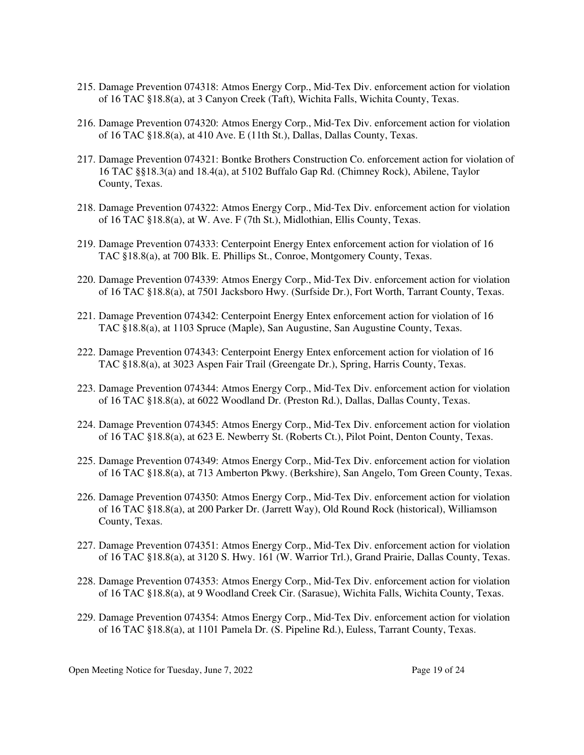215. Damage Prevention 074318: Atmos Energy Corp., Mid-Tex Div. enforcement action for violation of 16 TAC §18.8(a), at 3 Canyon Creek (Taft), Wichita Falls, Wichita County, Texas.

216. Damage Prevention 074320: Atmos Energy Corp., Mid-Tex Div. enforcement action for violation of 16 TAC §18.8(a), at 410 Ave. E (11th St.), Dallas, Dallas County, Texas.

217. Damage Prevention 074321: Bontke Brothers Construction Co. enforcement action for violation of 16 TAC §§18.3(a) and 18.4(a), at 5102 Buffalo Gap Rd. (Chimney Rock), Abilene, Taylor County, Texas.

218. Damage Prevention 074322: Atmos Energy Corp., Mid-Tex Div. enforcement action for violation of 16 TAC §18.8(a), at W. Ave. F (7th St.), Midlothian, Ellis County, Texas.

219. Damage Prevention 074333: Centerpoint Energy Entex enforcement action for violation of 16 TAC §18.8(a), at 700 Blk. E. Phillips St., Conroe, Montgomery County, Texas.

220. Damage Prevention 074339: Atmos Energy Corp., Mid-Tex Div. enforcement action for violation of 16 TAC §18.8(a), at 7501 Jacksboro Hwy. (Surfside Dr.), Fort Worth, Tarrant County, Texas.

221. Damage Prevention 074342: Centerpoint Energy Entex enforcement action for violation of 16 TAC §18.8(a), at 1103 Spruce (Maple), San Augustine, San Augustine County, Texas.

222. Damage Prevention 074343: Centerpoint Energy Entex enforcement action for violation of 16 TAC §18.8(a), at 3023 Aspen Fair Trail (Greengate Dr.), Spring, Harris County, Texas.

223. Damage Prevention 074344: Atmos Energy Corp., Mid-Tex Div. enforcement action for violation of 16 TAC §18.8(a), at 6022 Woodland Dr. (Preston Rd.), Dallas, Dallas County, Texas.

224. Damage Prevention 074345: Atmos Energy Corp., Mid-Tex Div. enforcement action for violation of 16 TAC §18.8(a), at 623 E. Newberry St. (Roberts Ct.), Pilot Point, Denton County, Texas.

225. Damage Prevention 074349: Atmos Energy Corp., Mid-Tex Div. enforcement action for violation of 16 TAC §18.8(a), at 713 Amberton Pkwy. (Berkshire), San Angelo, Tom Green County, Texas.

226. Damage Prevention 074350: Atmos Energy Corp., Mid-Tex Div. enforcement action for violation of 16 TAC §18.8(a), at 200 Parker Dr. (Jarrett Way), Old Round Rock (historical), Williamson County, Texas.

227. Damage Prevention 074351: Atmos Energy Corp., Mid-Tex Div. enforcement action for violation of 16 TAC §18.8(a), at 3120 S. Hwy. 161 (W. Warrior Trl.), Grand Prairie, Dallas County, Texas.

228. Damage Prevention 074353: Atmos Energy Corp., Mid-Tex Div. enforcement action for violation of 16 TAC §18.8(a), at 9 Woodland Creek Cir. (Sarasue), Wichita Falls, Wichita County, Texas.

229. Damage Prevention 074354: Atmos Energy Corp., Mid-Tex Div. enforcement action for violation of 16 TAC §18.8(a), at 1101 Pamela Dr. (S. Pipeline Rd.), Euless, Tarrant County, Texas.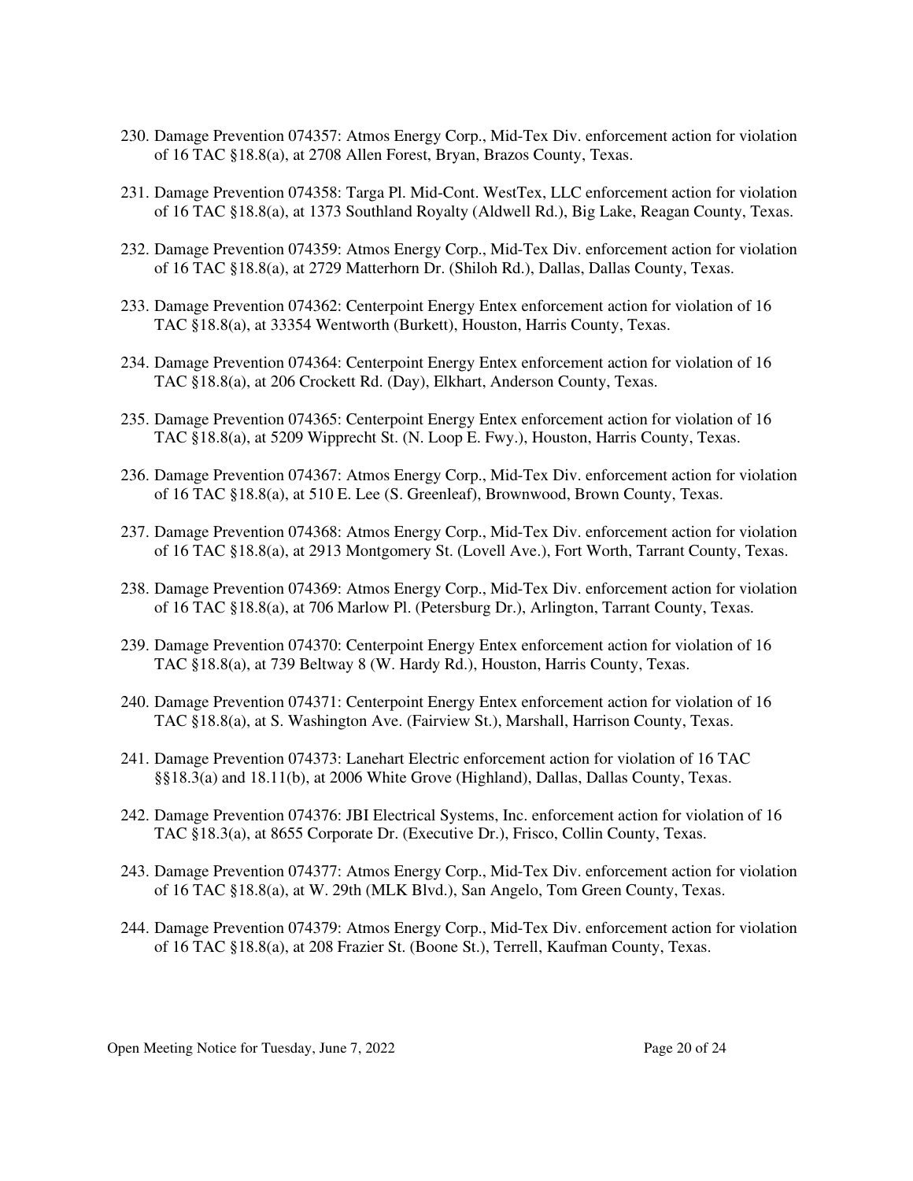230. Damage Prevention 074357: Atmos Energy Corp., Mid-Tex Div. enforcement action for violation of 16 TAC §18.8(a), at 2708 Allen Forest, Bryan, Brazos County, Texas.

231. Damage Prevention 074358: Targa Pl. Mid-Cont. WestTex, LLC enforcement action for violation of 16 TAC §18.8(a), at 1373 Southland Royalty (Aldwell Rd.), Big Lake, Reagan County, Texas.

232. Damage Prevention 074359: Atmos Energy Corp., Mid-Tex Div. enforcement action for violation of 16 TAC §18.8(a), at 2729 Matterhorn Dr. (Shiloh Rd.), Dallas, Dallas County, Texas.

233. Damage Prevention 074362: Centerpoint Energy Entex enforcement action for violation of 16 TAC §18.8(a), at 33354 Wentworth (Burkett), Houston, Harris County, Texas.

234. Damage Prevention 074364: Centerpoint Energy Entex enforcement action for violation of 16 TAC §18.8(a), at 206 Crockett Rd. (Day), Elkhart, Anderson County, Texas.

235. Damage Prevention 074365: Centerpoint Energy Entex enforcement action for violation of 16 TAC §18.8(a), at 5209 Wipprecht St. (N. Loop E. Fwy.), Houston, Harris County, Texas.

236. Damage Prevention 074367: Atmos Energy Corp., Mid-Tex Div. enforcement action for violation of 16 TAC §18.8(a), at 510 E. Lee (S. Greenleaf), Brownwood, Brown County, Texas.

237. Damage Prevention 074368: Atmos Energy Corp., Mid-Tex Div. enforcement action for violation of 16 TAC §18.8(a), at 2913 Montgomery St. (Lovell Ave.), Fort Worth, Tarrant County, Texas.

238. Damage Prevention 074369: Atmos Energy Corp., Mid-Tex Div. enforcement action for violation of 16 TAC §18.8(a), at 706 Marlow Pl. (Petersburg Dr.), Arlington, Tarrant County, Texas.

239. Damage Prevention 074370: Centerpoint Energy Entex enforcement action for violation of 16 TAC §18.8(a), at 739 Beltway 8 (W. Hardy Rd.), Houston, Harris County, Texas.

240. Damage Prevention 074371: Centerpoint Energy Entex enforcement action for violation of 16 TAC §18.8(a), at S. Washington Ave. (Fairview St.), Marshall, Harrison County, Texas.

241. Damage Prevention 074373: Lanehart Electric enforcement action for violation of 16 TAC §§18.3(a) and 18.11(b), at 2006 White Grove (Highland), Dallas, Dallas County, Texas.

242. Damage Prevention 074376: JBI Electrical Systems, Inc. enforcement action for violation of 16 TAC §18.3(a), at 8655 Corporate Dr. (Executive Dr.), Frisco, Collin County, Texas.

243. Damage Prevention 074377: Atmos Energy Corp., Mid-Tex Div. enforcement action for violation of 16 TAC §18.8(a), at W. 29th (MLK Blvd.), San Angelo, Tom Green County, Texas.

244. Damage Prevention 074379: Atmos Energy Corp., Mid-Tex Div. enforcement action for violation of 16 TAC §18.8(a), at 208 Frazier St. (Boone St.), Terrell, Kaufman County, Texas.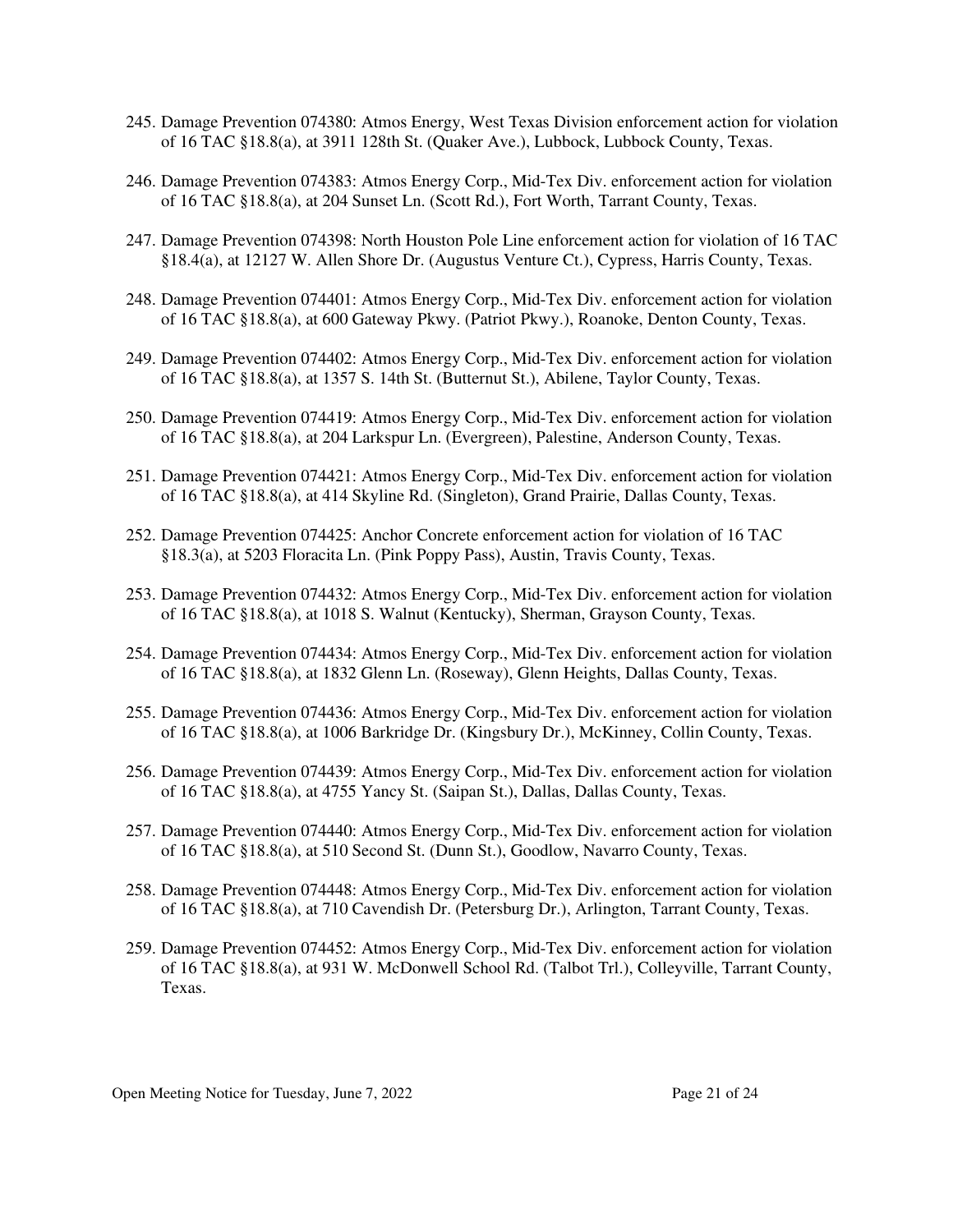245. Damage Prevention 074380: Atmos Energy, West Texas Division enforcement action for violation of 16 TAC §18.8(a), at 3911 128th St. (Quaker Ave.), Lubbock, Lubbock County, Texas.

246. Damage Prevention 074383: Atmos Energy Corp., Mid-Tex Div. enforcement action for violation of 16 TAC §18.8(a), at 204 Sunset Ln. (Scott Rd.), Fort Worth, Tarrant County, Texas.

247. Damage Prevention 074398: North Houston Pole Line enforcement action for violation of 16 TAC §18.4(a), at 12127 W. Allen Shore Dr. (Augustus Venture Ct.), Cypress, Harris County, Texas.

248. Damage Prevention 074401: Atmos Energy Corp., Mid-Tex Div. enforcement action for violation of 16 TAC §18.8(a), at 600 Gateway Pkwy. (Patriot Pkwy.), Roanoke, Denton County, Texas.

249. Damage Prevention 074402: Atmos Energy Corp., Mid-Tex Div. enforcement action for violation of 16 TAC §18.8(a), at 1357 S. 14th St. (Butternut St.), Abilene, Taylor County, Texas.

250. Damage Prevention 074419: Atmos Energy Corp., Mid-Tex Div. enforcement action for violation of 16 TAC §18.8(a), at 204 Larkspur Ln. (Evergreen), Palestine, Anderson County, Texas.

251. Damage Prevention 074421: Atmos Energy Corp., Mid-Tex Div. enforcement action for violation of 16 TAC §18.8(a), at 414 Skyline Rd. (Singleton), Grand Prairie, Dallas County, Texas.

252. Damage Prevention 074425: Anchor Concrete enforcement action for violation of 16 TAC §18.3(a), at 5203 Floracita Ln. (Pink Poppy Pass), Austin, Travis County, Texas.

253. Damage Prevention 074432: Atmos Energy Corp., Mid-Tex Div. enforcement action for violation of 16 TAC §18.8(a), at 1018 S. Walnut (Kentucky), Sherman, Grayson County, Texas.

254. Damage Prevention 074434: Atmos Energy Corp., Mid-Tex Div. enforcement action for violation of 16 TAC §18.8(a), at 1832 Glenn Ln. (Roseway), Glenn Heights, Dallas County, Texas.

255. Damage Prevention 074436: Atmos Energy Corp., Mid-Tex Div. enforcement action for violation of 16 TAC §18.8(a), at 1006 Barkridge Dr. (Kingsbury Dr.), McKinney, Collin County, Texas.

256. Damage Prevention 074439: Atmos Energy Corp., Mid-Tex Div. enforcement action for violation of 16 TAC §18.8(a), at 4755 Yancy St. (Saipan St.), Dallas, Dallas County, Texas.

257. Damage Prevention 074440: Atmos Energy Corp., Mid-Tex Div. enforcement action for violation of 16 TAC §18.8(a), at 510 Second St. (Dunn St.), Goodlow, Navarro County, Texas.

258. Damage Prevention 074448: Atmos Energy Corp., Mid-Tex Div. enforcement action for violation of 16 TAC §18.8(a), at 710 Cavendish Dr. (Petersburg Dr.), Arlington, Tarrant County, Texas.

259. Damage Prevention 074452: Atmos Energy Corp., Mid-Tex Div. enforcement action for violation of 16 TAC §18.8(a), at 931 W. McDonwell School Rd. (Talbot Trl.), Colleyville, Tarrant County, Texas.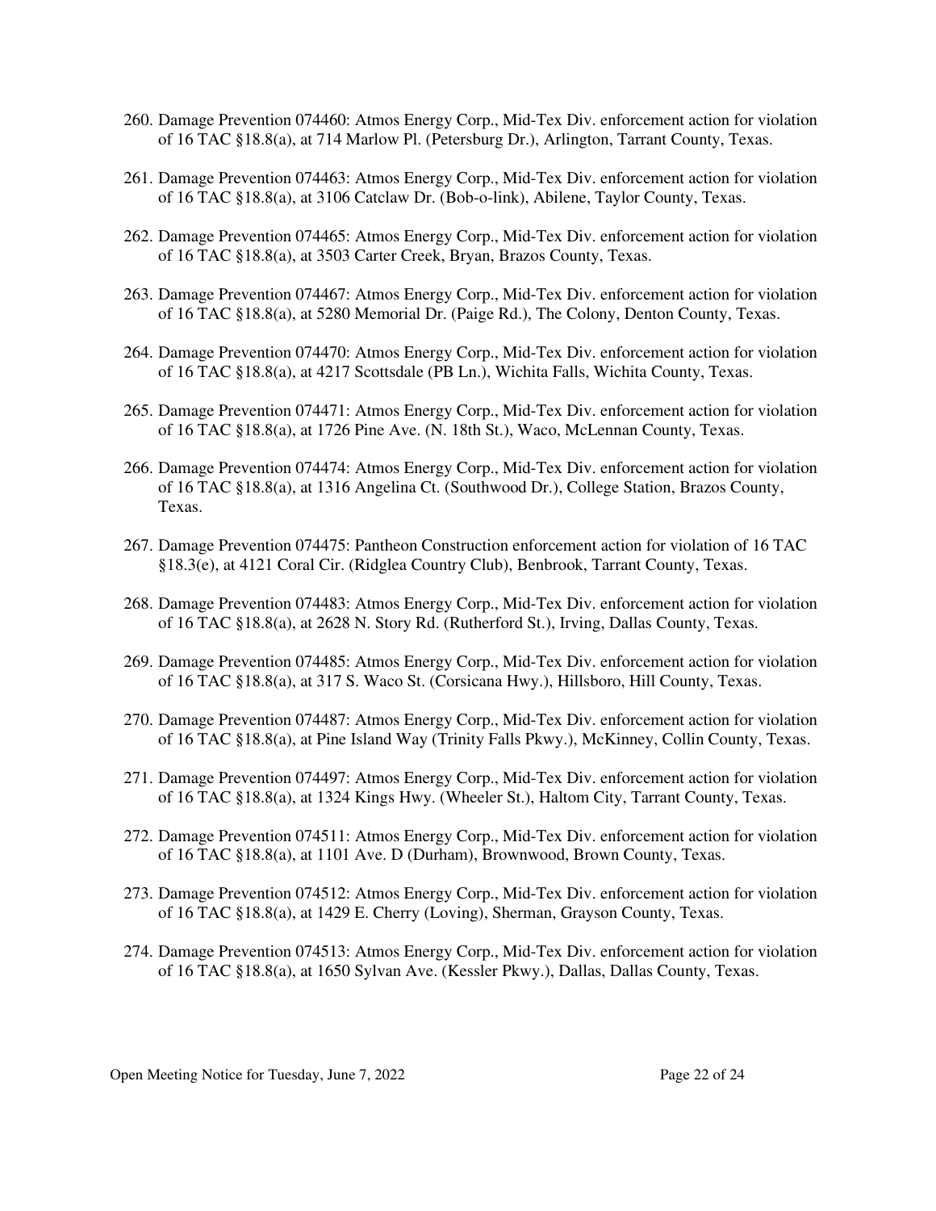260. Damage Prevention 074460: Atmos Energy Corp., Mid-Tex Div. enforcement action for violation of 16 TAC §18.8(a), at 714 Marlow Pl. (Petersburg Dr.), Arlington, Tarrant County, Texas.

261. Damage Prevention 074463: Atmos Energy Corp., Mid-Tex Div. enforcement action for violation of 16 TAC §18.8(a), at 3106 Catclaw Dr. (Bob-o-link), Abilene, Taylor County, Texas.

262. Damage Prevention 074465: Atmos Energy Corp., Mid-Tex Div. enforcement action for violation of 16 TAC §18.8(a), at 3503 Carter Creek, Bryan, Brazos County, Texas.

263. Damage Prevention 074467: Atmos Energy Corp., Mid-Tex Div. enforcement action for violation of 16 TAC §18.8(a), at 5280 Memorial Dr. (Paige Rd.), The Colony, Denton County, Texas.

264. Damage Prevention 074470: Atmos Energy Corp., Mid-Tex Div. enforcement action for violation of 16 TAC §18.8(a), at 4217 Scottsdale (PB Ln.), Wichita Falls, Wichita County, Texas.

265. Damage Prevention 074471: Atmos Energy Corp., Mid-Tex Div. enforcement action for violation of 16 TAC §18.8(a), at 1726 Pine Ave. (N. 18th St.), Waco, McLennan County, Texas.

266. Damage Prevention 074474: Atmos Energy Corp., Mid-Tex Div. enforcement action for violation of 16 TAC §18.8(a), at 1316 Angelina Ct. (Southwood Dr.), College Station, Brazos County, Texas.

267. Damage Prevention 074475: Pantheon Construction enforcement action for violation of 16 TAC §18.3(e), at 4121 Coral Cir. (Ridglea Country Club), Benbrook, Tarrant County, Texas.

268. Damage Prevention 074483: Atmos Energy Corp., Mid-Tex Div. enforcement action for violation of 16 TAC §18.8(a), at 2628 N. Story Rd. (Rutherford St.), Irving, Dallas County, Texas.

269. Damage Prevention 074485: Atmos Energy Corp., Mid-Tex Div. enforcement action for violation of 16 TAC §18.8(a), at 317 S. Waco St. (Corsicana Hwy.), Hillsboro, Hill County, Texas.

270. Damage Prevention 074487: Atmos Energy Corp., Mid-Tex Div. enforcement action for violation of 16 TAC §18.8(a), at Pine Island Way (Trinity Falls Pkwy.), McKinney, Collin County, Texas.

271. Damage Prevention 074497: Atmos Energy Corp., Mid-Tex Div. enforcement action for violation of 16 TAC §18.8(a), at 1324 Kings Hwy. (Wheeler St.), Haltom City, Tarrant County, Texas.

272. Damage Prevention 074511: Atmos Energy Corp., Mid-Tex Div. enforcement action for violation of 16 TAC §18.8(a), at 1101 Ave. D (Durham), Brownwood, Brown County, Texas.

273. Damage Prevention 074512: Atmos Energy Corp., Mid-Tex Div. enforcement action for violation of 16 TAC §18.8(a), at 1429 E. Cherry (Loving), Sherman, Grayson County, Texas.

274. Damage Prevention 074513: Atmos Energy Corp., Mid-Tex Div. enforcement action for violation of 16 TAC §18.8(a), at 1650 Sylvan Ave. (Kessler Pkwy.), Dallas, Dallas County, Texas.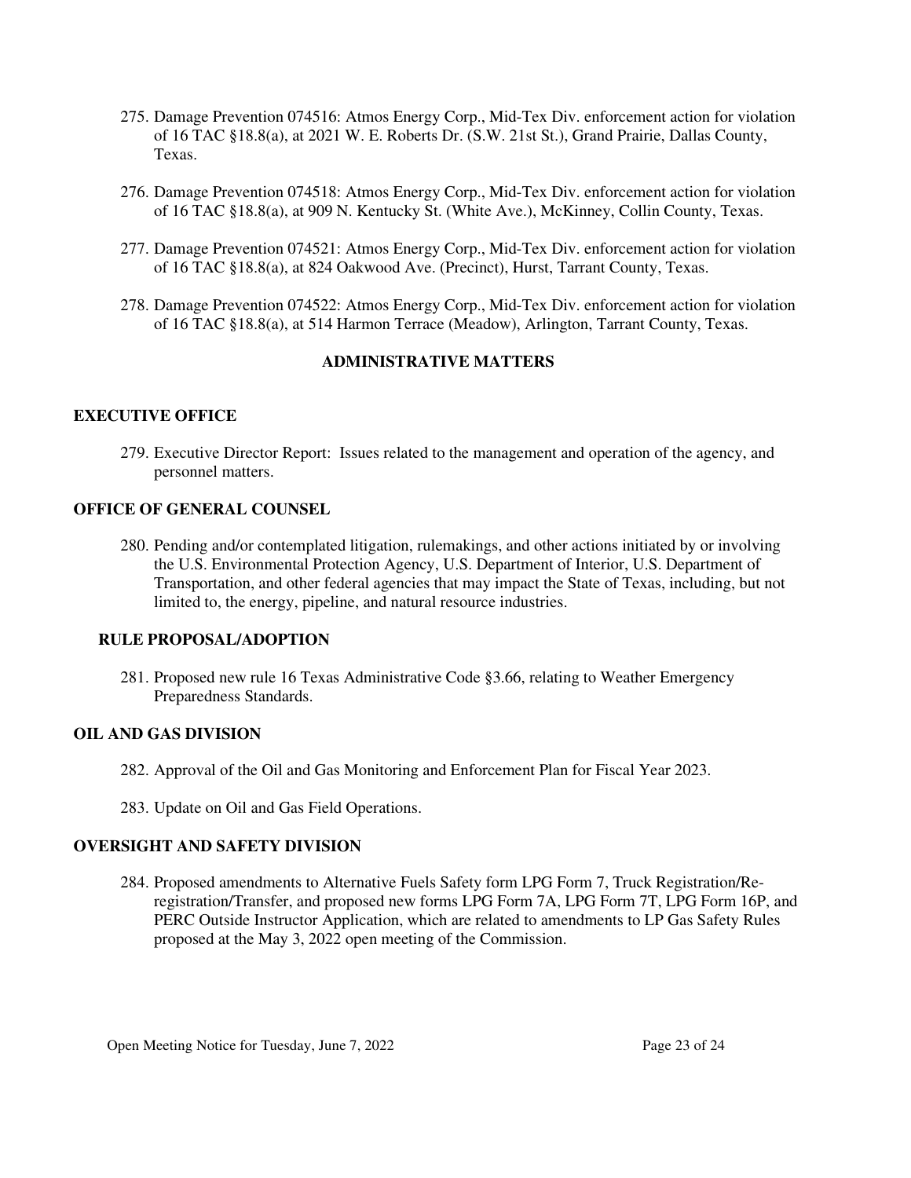275. Damage Prevention 074516: Atmos Energy Corp., Mid-Tex Div. enforcement action for violation of 16 TAC §18.8(a), at 2021 W. E. Roberts Dr. (S.W. 21st St.), Grand Prairie, Dallas County, Texas.

276. Damage Prevention 074518: Atmos Energy Corp., Mid-Tex Div. enforcement action for violation of 16 TAC §18.8(a), at 909 N. Kentucky St. (White Ave.), McKinney, Collin County, Texas.

277. Damage Prevention 074521: Atmos Energy Corp., Mid-Tex Div. enforcement action for violation of 16 TAC §18.8(a), at 824 Oakwood Ave. (Precinct), Hurst, Tarrant County, Texas.

278. Damage Prevention 074522: Atmos Energy Corp., Mid-Tex Div. enforcement action for violation of 16 TAC §18.8(a), at 514 Harmon Terrace (Meadow), Arlington, Tarrant County, Texas.

## ADMINISTRATIVE MATTERS

### EXECUTIVE OFFICE

279. Executive Director Report: Issues related to the management and operation of the agency, and personnel matters.

### OFFICE OF GENERAL COUNSEL

280. Pending and/or contemplated litigation, rulemakings, and other actions initiated by or involving the U.S. Environmental Protection Agency, U.S. Department of Interior, U.S. Department of Transportation, and other federal agencies that may impact the State of Texas, including, but not limited to, the energy, pipeline, and natural resource industries.

#### RULE PROPOSAL/ADOPTION

281. Proposed new rule 16 Texas Administrative Code §3.66, relating to Weather Emergency Preparedness Standards.

### OIL AND GAS DIVISION

282. Approval of the Oil and Gas Monitoring and Enforcement Plan for Fiscal Year 2023.

283. Update on Oil and Gas Field Operations.

### OVERSIGHT AND SAFETY DIVISION

284. Proposed amendments to Alternative Fuels Safety form LPG Form 7, Truck Registration/Re-registration/Transfer, and proposed new forms LPG Form 7A, LPG Form 7T, LPG Form 16P, and PERC Outside Instructor Application, which are related to amendments to LP Gas Safety Rules proposed at the May 3, 2022 open meeting of the Commission.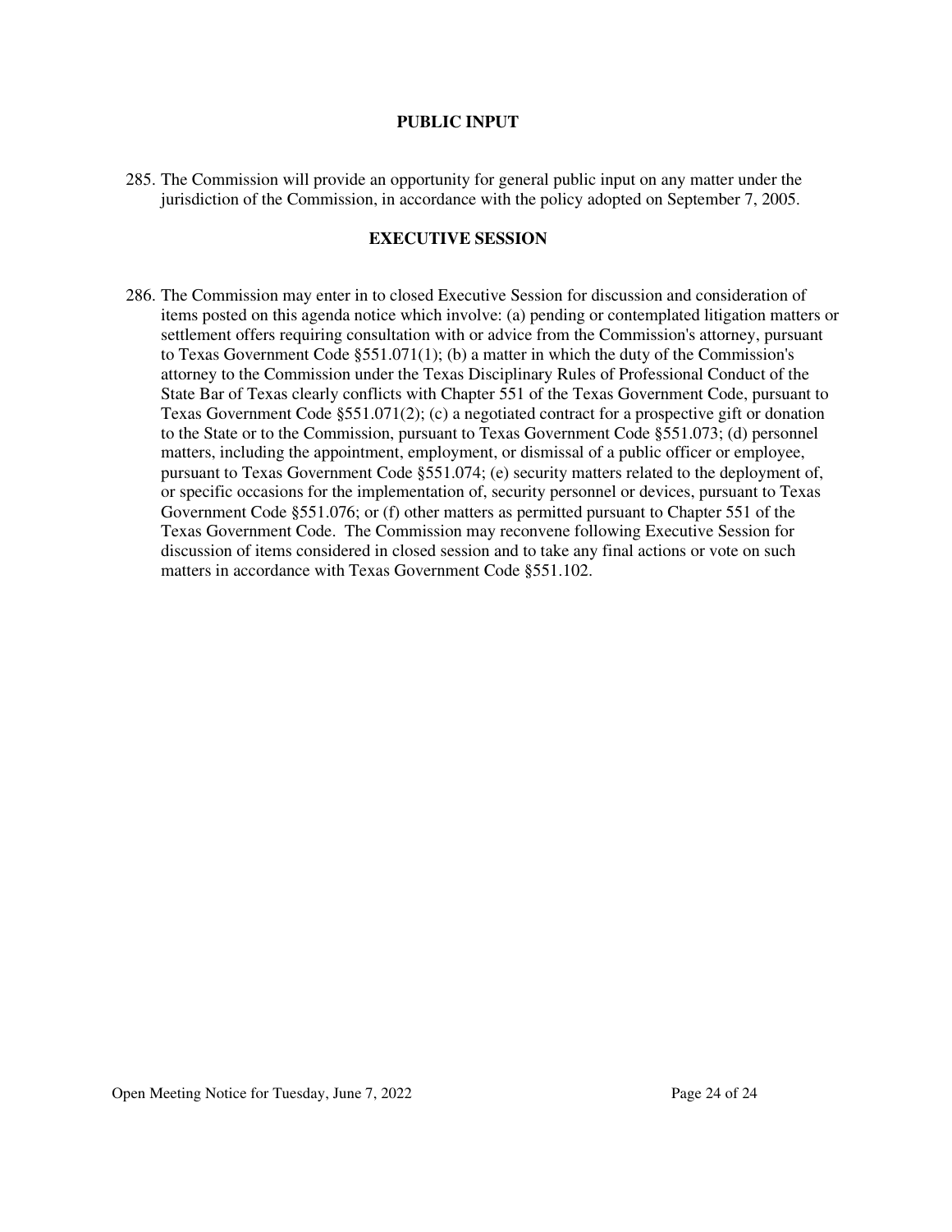## PUBLIC INPUT

285. The Commission will provide an opportunity for general public input on any matter under the jurisdiction of the Commission, in accordance with the policy adopted on September 7, 2005.

## EXECUTIVE SESSION

286. The Commission may enter in to closed Executive Session for discussion and consideration of items posted on this agenda notice which involve: (a) pending or contemplated litigation matters or settlement offers requiring consultation with or advice from the Commission's attorney, pursuant to Texas Government Code §551.071(1); (b) a matter in which the duty of the Commission's attorney to the Commission under the Texas Disciplinary Rules of Professional Conduct of the State Bar of Texas clearly conflicts with Chapter 551 of the Texas Government Code, pursuant to Texas Government Code §551.071(2); (c) a negotiated contract for a prospective gift or donation to the State or to the Commission, pursuant to Texas Government Code §551.073; (d) personnel matters, including the appointment, employment, or dismissal of a public officer or employee, pursuant to Texas Government Code §551.074; (e) security matters related to the deployment of, or specific occasions for the implementation of, security personnel or devices, pursuant to Texas Government Code §551.076; or (f) other matters as permitted pursuant to Chapter 551 of the Texas Government Code. The Commission may reconvene following Executive Session for discussion of items considered in closed session and to take any final actions or vote on such matters in accordance with Texas Government Code §551.102.